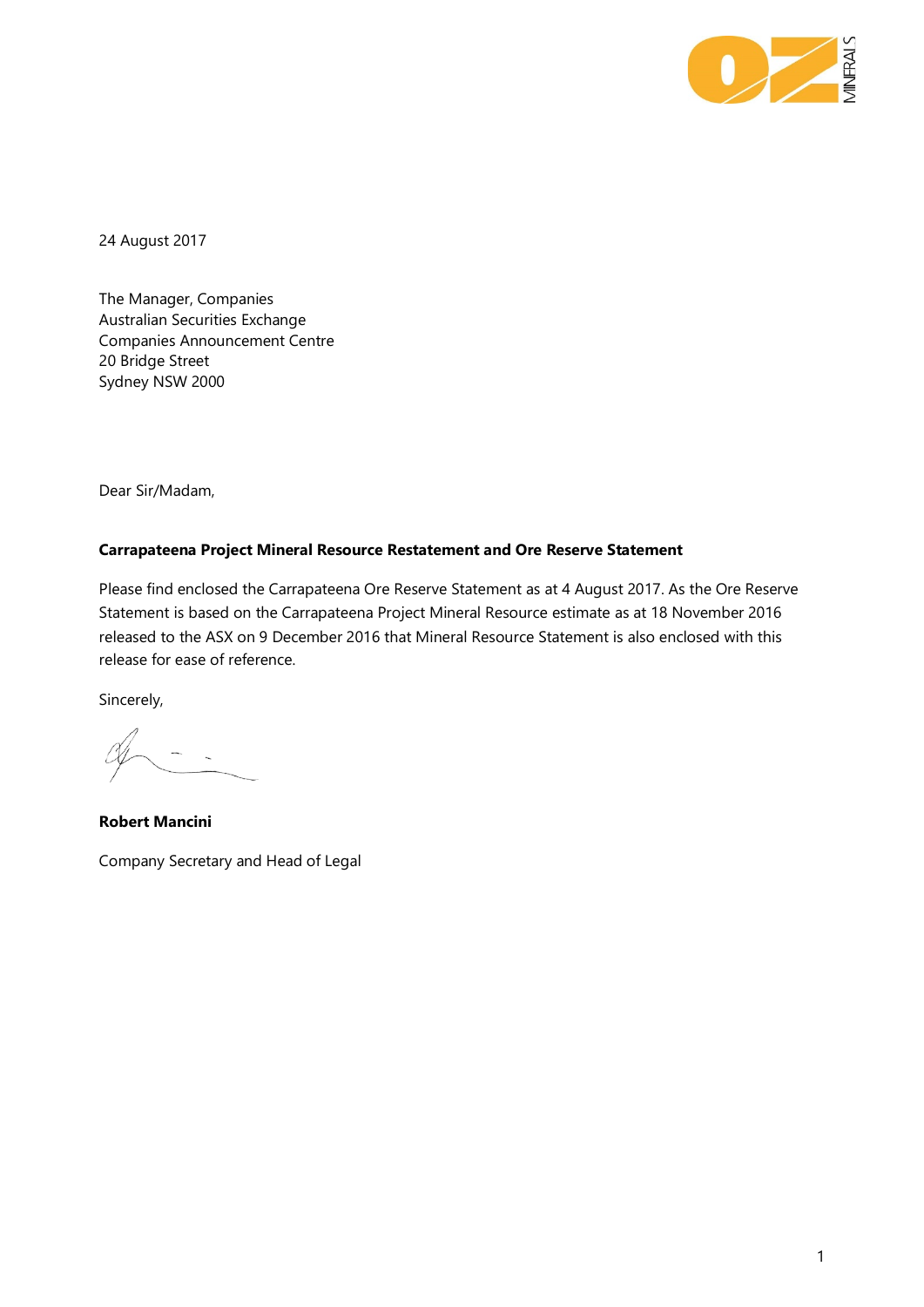24 August 2017

The Manager, Companies
Australian Securities Exchange
Companies Announcement Centre
20 Bridge Street
Sydney NSW 2000

Dear Sir/Madam,

**Carrapateena Project Mineral Resource Restatement and Ore Reserve Statement**

Please find enclosed the Carrapateena Ore Reserve Statement as at 4 August 2017. As the Ore Reserve Statement is based on the Carrapateena Project Mineral Resource estimate as at 18 November 2016 released to the ASX on 9 December 2016 that Mineral Resource Statement is also enclosed with this release for ease of reference.

Sincerely,

**Robert Mancini**

Company Secretary and Head of Legal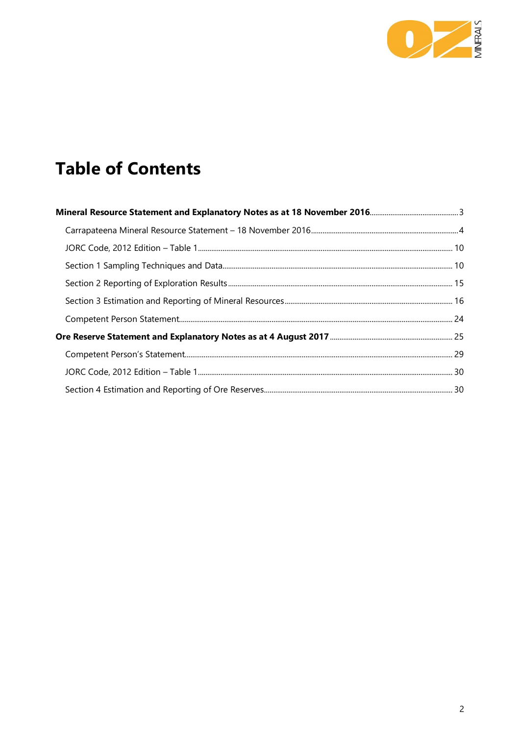# Table of Contents

**Mineral Resource Statement and Explanatory Notes as at 18 November 2016** ........ 3

- Carrapateena Mineral Resource Statement – 18 November 2016 ........ 4
- JORC Code, 2012 Edition – Table 1 ........ 10
- Section 1 Sampling Techniques and Data ........ 10
- Section 2 Reporting of Exploration Results ........ 15
- Section 3 Estimation and Reporting of Mineral Resources ........ 16
- Competent Person Statement ........ 24

**Ore Reserve Statement and Explanatory Notes as at 4 August 2017** ........ 25

- Competent Person's Statement ........ 29
- JORC Code, 2012 Edition – Table 1 ........ 30
- Section 4 Estimation and Reporting of Ore Reserves ........ 30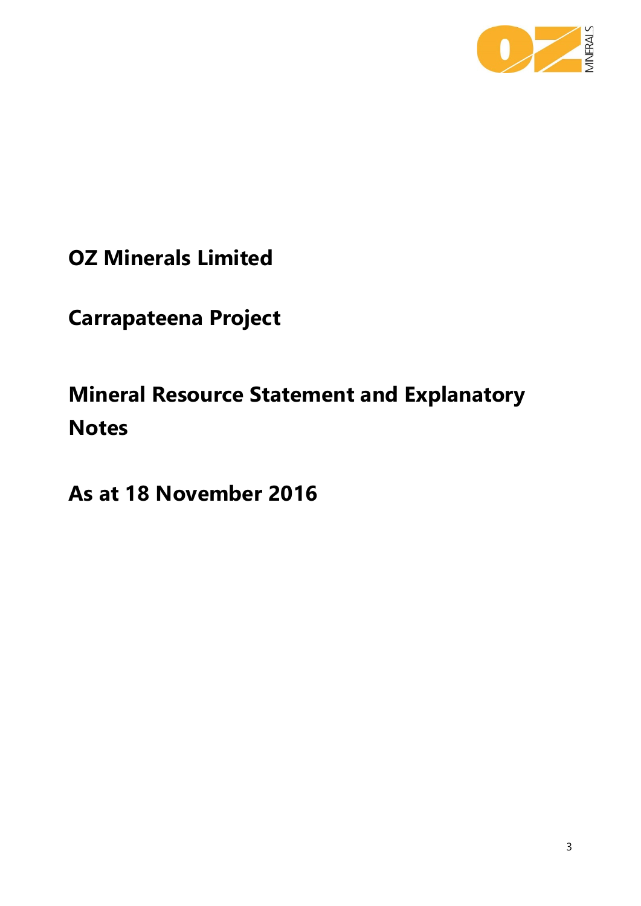# OZ Minerals Limited

# Carrapateena Project

# Mineral Resource Statement and Explanatory Notes

# As at 18 November 2016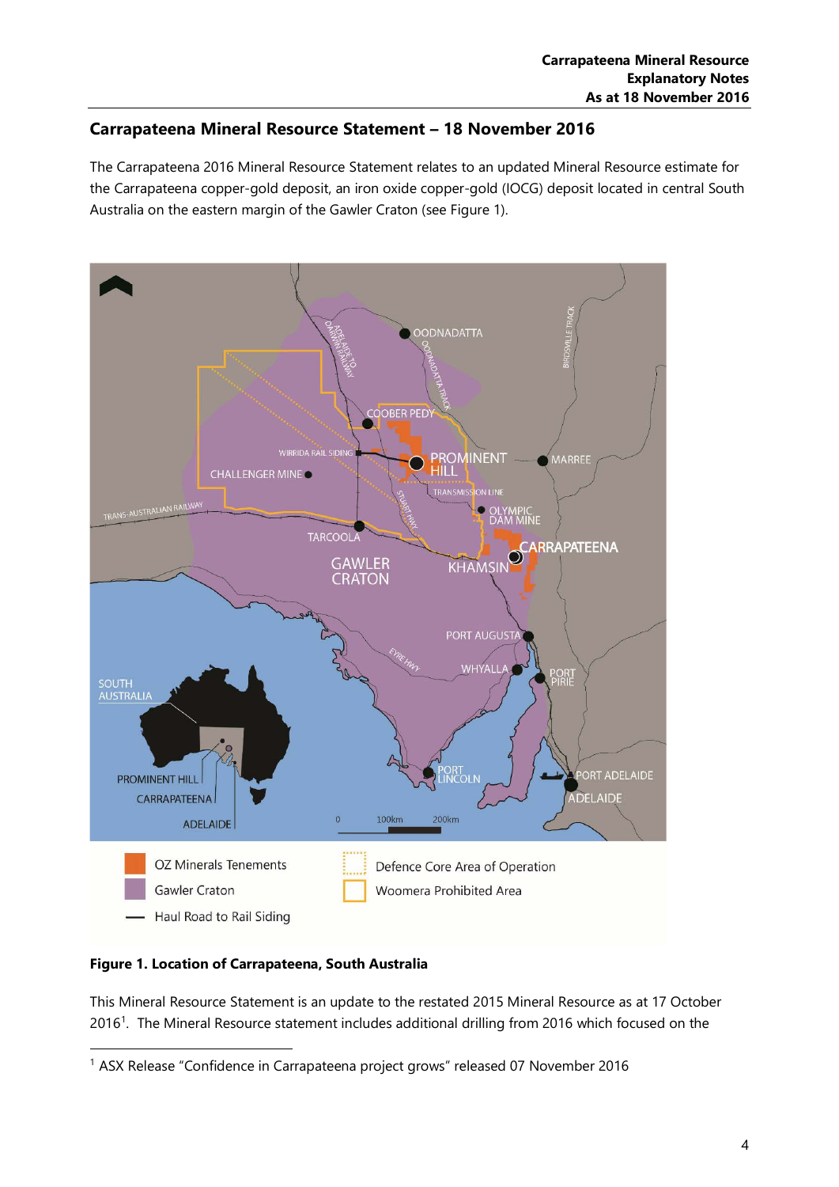## Carrapateena Mineral Resource Statement – 18 November 2016

The Carrapateena 2016 Mineral Resource Statement relates to an updated Mineral Resource estimate for the Carrapateena copper-gold deposit, an iron oxide copper-gold (IOCG) deposit located in central South Australia on the eastern margin of the Gawler Craton (see Figure 1).

**Figure 1. Location of Carrapateena, South Australia**

This Mineral Resource Statement is an update to the restated 2015 Mineral Resource as at 17 October 2016[1]. The Mineral Resource statement includes additional drilling from 2016 which focused on the

[1] ASX Release "Confidence in Carrapateena project grows" released 07 November 2016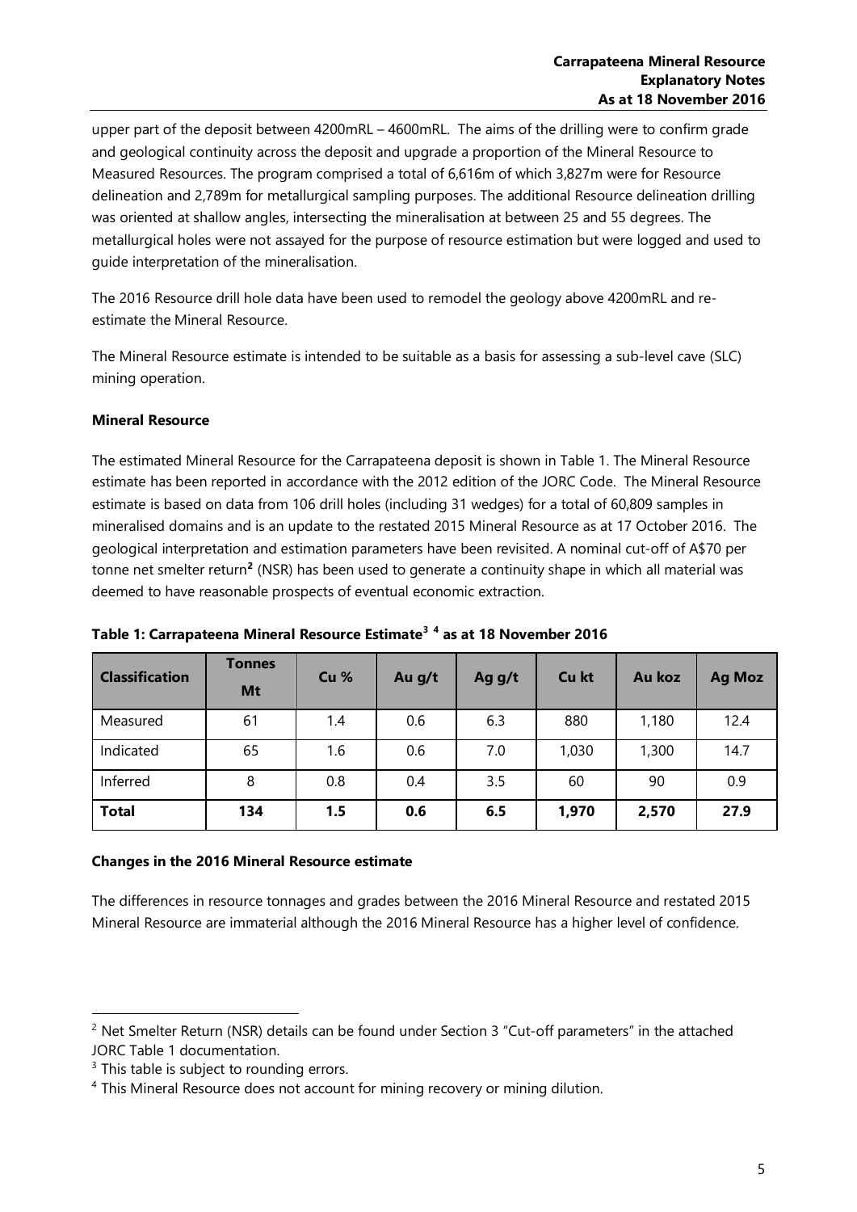upper part of the deposit between 4200mRL – 4600mRL. The aims of the drilling were to confirm grade and geological continuity across the deposit and upgrade a proportion of the Mineral Resource to Measured Resources. The program comprised a total of 6,616m of which 3,827m were for Resource delineation and 2,789m for metallurgical sampling purposes. The additional Resource delineation drilling was oriented at shallow angles, intersecting the mineralisation at between 25 and 55 degrees. The metallurgical holes were not assayed for the purpose of resource estimation but were logged and used to guide interpretation of the mineralisation.

The 2016 Resource drill hole data have been used to remodel the geology above 4200mRL and re-estimate the Mineral Resource.

The Mineral Resource estimate is intended to be suitable as a basis for assessing a sub-level cave (SLC) mining operation.

**Mineral Resource**

The estimated Mineral Resource for the Carrapateena deposit is shown in Table 1. The Mineral Resource estimate has been reported in accordance with the 2012 edition of the JORC Code. The Mineral Resource estimate is based on data from 106 drill holes (including 31 wedges) for a total of 60,809 samples in mineralised domains and is an update to the restated 2015 Mineral Resource as at 17 October 2016. The geological interpretation and estimation parameters have been revisited. A nominal cut-off of A$70 per tonne net smelter return[2] (NSR) has been used to generate a continuity shape in which all material was deemed to have reasonable prospects of eventual economic extraction.

**Table 1: Carrapateena Mineral Resource Estimate[3] [4] as at 18 November 2016**

| Classification | Tonnes Mt | Cu % | Au g/t | Ag g/t | Cu kt | Au koz | Ag Moz |
|---|---|---|---|---|---|---|---|
| Measured | 61 | 1.4 | 0.6 | 6.3 | 880 | 1,180 | 12.4 |
| Indicated | 65 | 1.6 | 0.6 | 7.0 | 1,030 | 1,300 | 14.7 |
| Inferred | 8 | 0.8 | 0.4 | 3.5 | 60 | 90 | 0.9 |
| **Total** | **134** | **1.5** | **0.6** | **6.5** | **1,970** | **2,570** | **27.9** |

**Changes in the 2016 Mineral Resource estimate**

The differences in resource tonnages and grades between the 2016 Mineral Resource and restated 2015 Mineral Resource are immaterial although the 2016 Mineral Resource has a higher level of confidence.

---

[2] Net Smelter Return (NSR) details can be found under Section 3 "Cut-off parameters" in the attached JORC Table 1 documentation.

[3] This table is subject to rounding errors.

[4] This Mineral Resource does not account for mining recovery or mining dilution.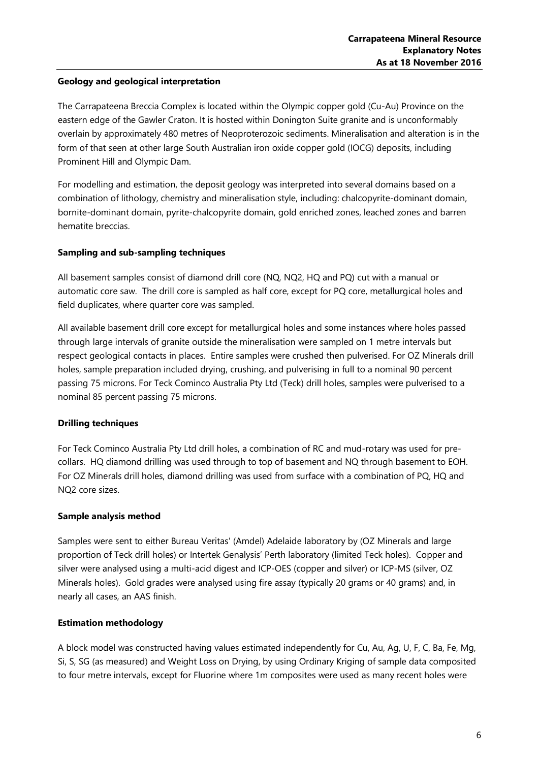**Geology and geological interpretation**

The Carrapateena Breccia Complex is located within the Olympic copper gold (Cu-Au) Province on the eastern edge of the Gawler Craton. It is hosted within Donington Suite granite and is unconformably overlain by approximately 480 metres of Neoproterozoic sediments. Mineralisation and alteration is in the form of that seen at other large South Australian iron oxide copper gold (IOCG) deposits, including Prominent Hill and Olympic Dam.

For modelling and estimation, the deposit geology was interpreted into several domains based on a combination of lithology, chemistry and mineralisation style, including: chalcopyrite-dominant domain, bornite-dominant domain, pyrite-chalcopyrite domain, gold enriched zones, leached zones and barren hematite breccias.

**Sampling and sub-sampling techniques**

All basement samples consist of diamond drill core (NQ, NQ2, HQ and PQ) cut with a manual or automatic core saw. The drill core is sampled as half core, except for PQ core, metallurgical holes and field duplicates, where quarter core was sampled.

All available basement drill core except for metallurgical holes and some instances where holes passed through large intervals of granite outside the mineralisation were sampled on 1 metre intervals but respect geological contacts in places. Entire samples were crushed then pulverised. For OZ Minerals drill holes, sample preparation included drying, crushing, and pulverising in full to a nominal 90 percent passing 75 microns. For Teck Cominco Australia Pty Ltd (Teck) drill holes, samples were pulverised to a nominal 85 percent passing 75 microns.

**Drilling techniques**

For Teck Cominco Australia Pty Ltd drill holes, a combination of RC and mud-rotary was used for pre-collars. HQ diamond drilling was used through to top of basement and NQ through basement to EOH. For OZ Minerals drill holes, diamond drilling was used from surface with a combination of PQ, HQ and NQ2 core sizes.

**Sample analysis method**

Samples were sent to either Bureau Veritas' (Amdel) Adelaide laboratory by (OZ Minerals and large proportion of Teck drill holes) or Intertek Genalysis' Perth laboratory (limited Teck holes). Copper and silver were analysed using a multi-acid digest and ICP-OES (copper and silver) or ICP-MS (silver, OZ Minerals holes). Gold grades were analysed using fire assay (typically 20 grams or 40 grams) and, in nearly all cases, an AAS finish.

**Estimation methodology**

A block model was constructed having values estimated independently for Cu, Au, Ag, U, F, C, Ba, Fe, Mg, Si, S, SG (as measured) and Weight Loss on Drying, by using Ordinary Kriging of sample data composited to four metre intervals, except for Fluorine where 1m composites were used as many recent holes were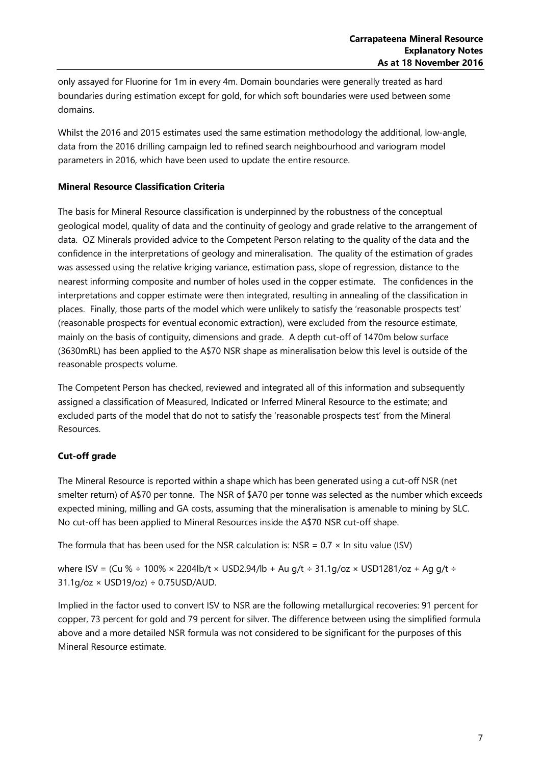only assayed for Fluorine for 1m in every 4m. Domain boundaries were generally treated as hard boundaries during estimation except for gold, for which soft boundaries were used between some domains.

Whilst the 2016 and 2015 estimates used the same estimation methodology the additional, low-angle, data from the 2016 drilling campaign led to refined search neighbourhood and variogram model parameters in 2016, which have been used to update the entire resource.

**Mineral Resource Classification Criteria**

The basis for Mineral Resource classification is underpinned by the robustness of the conceptual geological model, quality of data and the continuity of geology and grade relative to the arrangement of data. OZ Minerals provided advice to the Competent Person relating to the quality of the data and the confidence in the interpretations of geology and mineralisation. The quality of the estimation of grades was assessed using the relative kriging variance, estimation pass, slope of regression, distance to the nearest informing composite and number of holes used in the copper estimate. The confidences in the interpretations and copper estimate were then integrated, resulting in annealing of the classification in places. Finally, those parts of the model which were unlikely to satisfy the 'reasonable prospects test' (reasonable prospects for eventual economic extraction), were excluded from the resource estimate, mainly on the basis of contiguity, dimensions and grade. A depth cut-off of 1470m below surface (3630mRL) has been applied to the A$70 NSR shape as mineralisation below this level is outside of the reasonable prospects volume.

The Competent Person has checked, reviewed and integrated all of this information and subsequently assigned a classification of Measured, Indicated or Inferred Mineral Resource to the estimate; and excluded parts of the model that do not to satisfy the 'reasonable prospects test' from the Mineral Resources.

**Cut-off grade**

The Mineral Resource is reported within a shape which has been generated using a cut-off NSR (net smelter return) of A$70 per tonne. The NSR of $A70 per tonne was selected as the number which exceeds expected mining, milling and GA costs, assuming that the mineralisation is amenable to mining by SLC. No cut-off has been applied to Mineral Resources inside the A$70 NSR cut-off shape.

The formula that has been used for the NSR calculation is: NSR = 0.7 × In situ value (ISV)

where ISV = (Cu % ÷ 100% × 2204lb/t × USD2.94/lb + Au g/t ÷ 31.1g/oz × USD1281/oz + Ag g/t ÷ 31.1g/oz × USD19/oz) ÷ 0.75USD/AUD.

Implied in the factor used to convert ISV to NSR are the following metallurgical recoveries: 91 percent for copper, 73 percent for gold and 79 percent for silver. The difference between using the simplified formula above and a more detailed NSR formula was not considered to be significant for the purposes of this Mineral Resource estimate.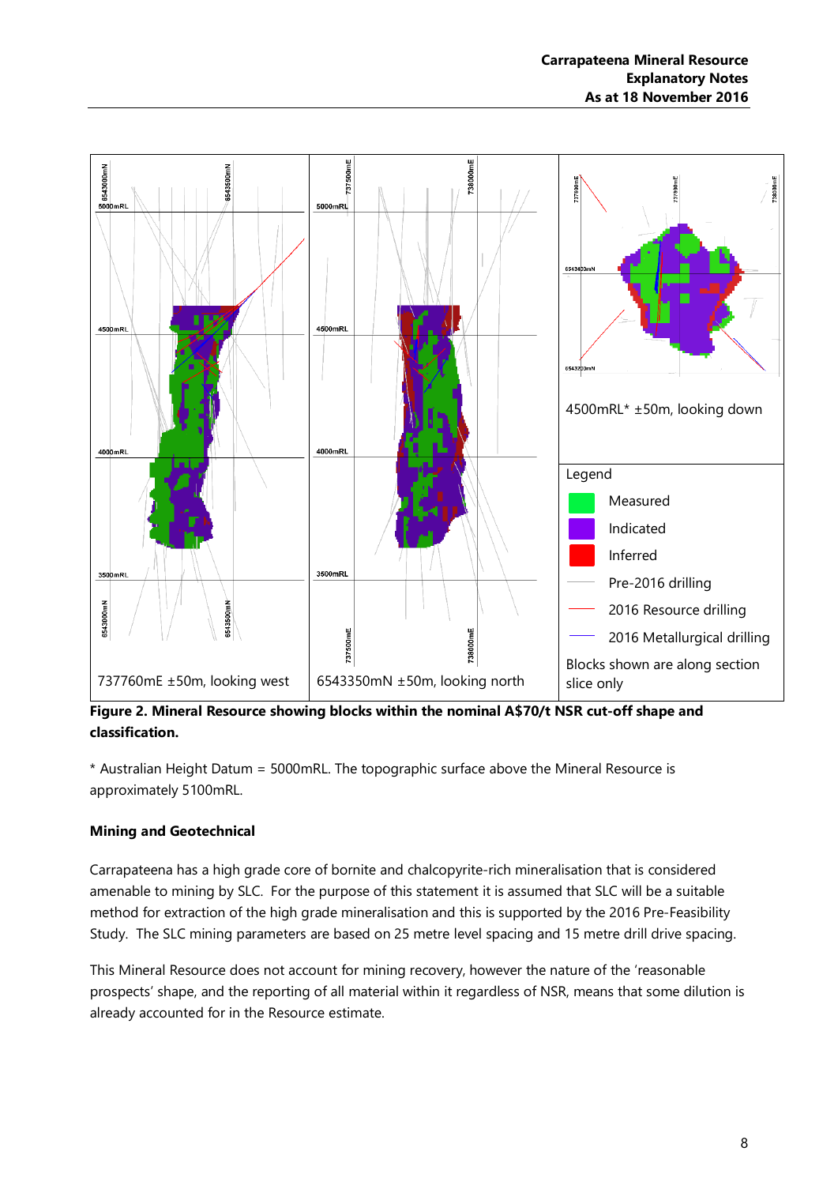**Figure 2. Mineral Resource showing blocks within the nominal A$70/t NSR cut-off shape and classification.**

* Australian Height Datum = 5000mRL. The topographic surface above the Mineral Resource is approximately 5100mRL.

**Mining and Geotechnical**

Carrapateena has a high grade core of bornite and chalcopyrite-rich mineralisation that is considered amenable to mining by SLC. For the purpose of this statement it is assumed that SLC will be a suitable method for extraction of the high grade mineralisation and this is supported by the 2016 Pre-Feasibility Study. The SLC mining parameters are based on 25 metre level spacing and 15 metre drill drive spacing.

This Mineral Resource does not account for mining recovery, however the nature of the 'reasonable prospects' shape, and the reporting of all material within it regardless of NSR, means that some dilution is already accounted for in the Resource estimate.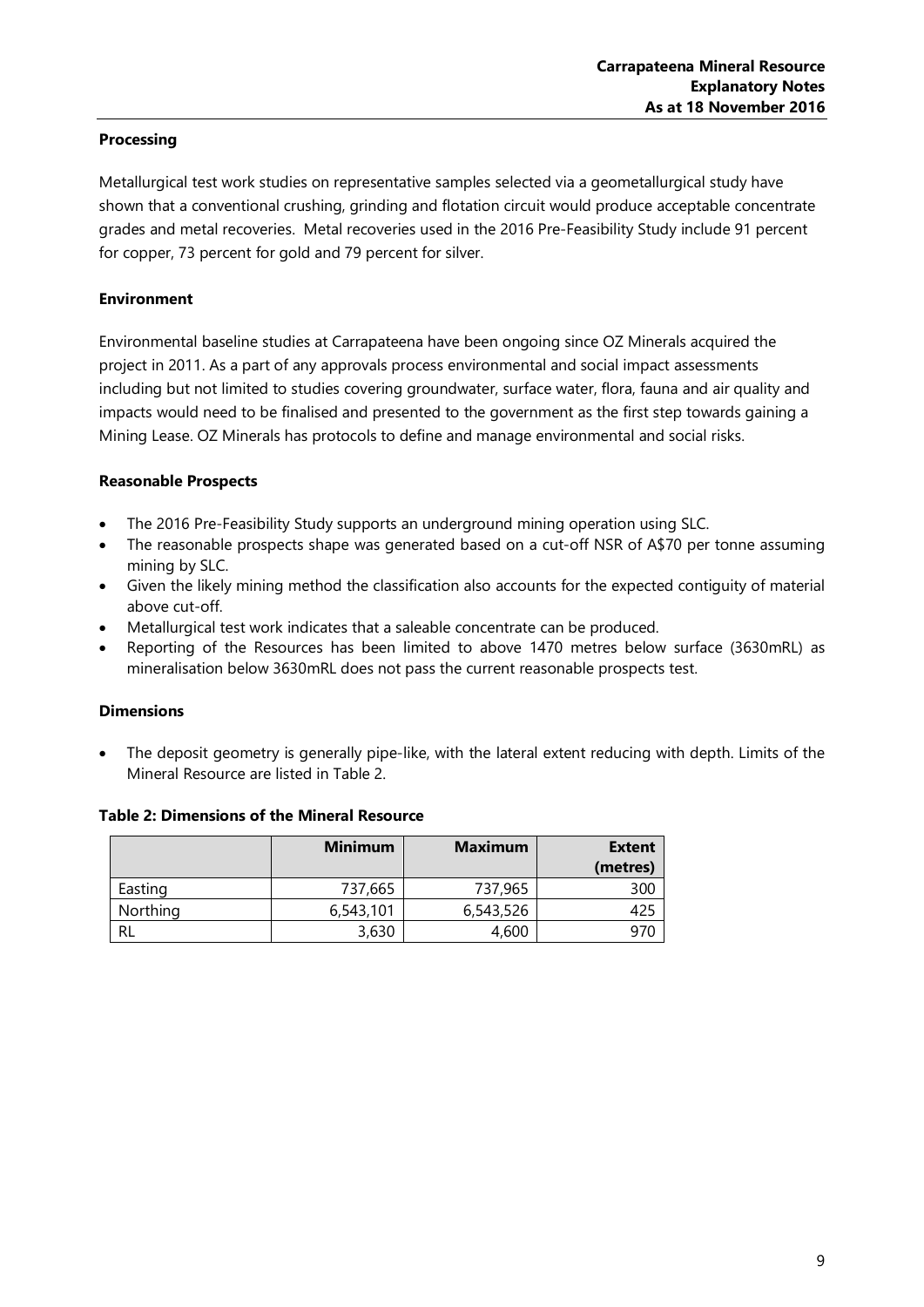**Processing**

Metallurgical test work studies on representative samples selected via a geometallurgical study have shown that a conventional crushing, grinding and flotation circuit would produce acceptable concentrate grades and metal recoveries. Metal recoveries used in the 2016 Pre-Feasibility Study include 91 percent for copper, 73 percent for gold and 79 percent for silver.

**Environment**

Environmental baseline studies at Carrapateena have been ongoing since OZ Minerals acquired the project in 2011. As a part of any approvals process environmental and social impact assessments including but not limited to studies covering groundwater, surface water, flora, fauna and air quality and impacts would need to be finalised and presented to the government as the first step towards gaining a Mining Lease. OZ Minerals has protocols to define and manage environmental and social risks.

**Reasonable Prospects**

- The 2016 Pre-Feasibility Study supports an underground mining operation using SLC.
- The reasonable prospects shape was generated based on a cut-off NSR of A$70 per tonne assuming mining by SLC.
- Given the likely mining method the classification also accounts for the expected contiguity of material above cut-off.
- Metallurgical test work indicates that a saleable concentrate can be produced.
- Reporting of the Resources has been limited to above 1470 metres below surface (3630mRL) as mineralisation below 3630mRL does not pass the current reasonable prospects test.

**Dimensions**

- The deposit geometry is generally pipe-like, with the lateral extent reducing with depth. Limits of the Mineral Resource are listed in Table 2.

**Table 2: Dimensions of the Mineral Resource**

| | Minimum | Maximum | Extent (metres) |
|---|---|---|---|
| Easting | 737,665 | 737,965 | 300 |
| Northing | 6,543,101 | 6,543,526 | 425 |
| RL | 3,630 | 4,600 | 970 |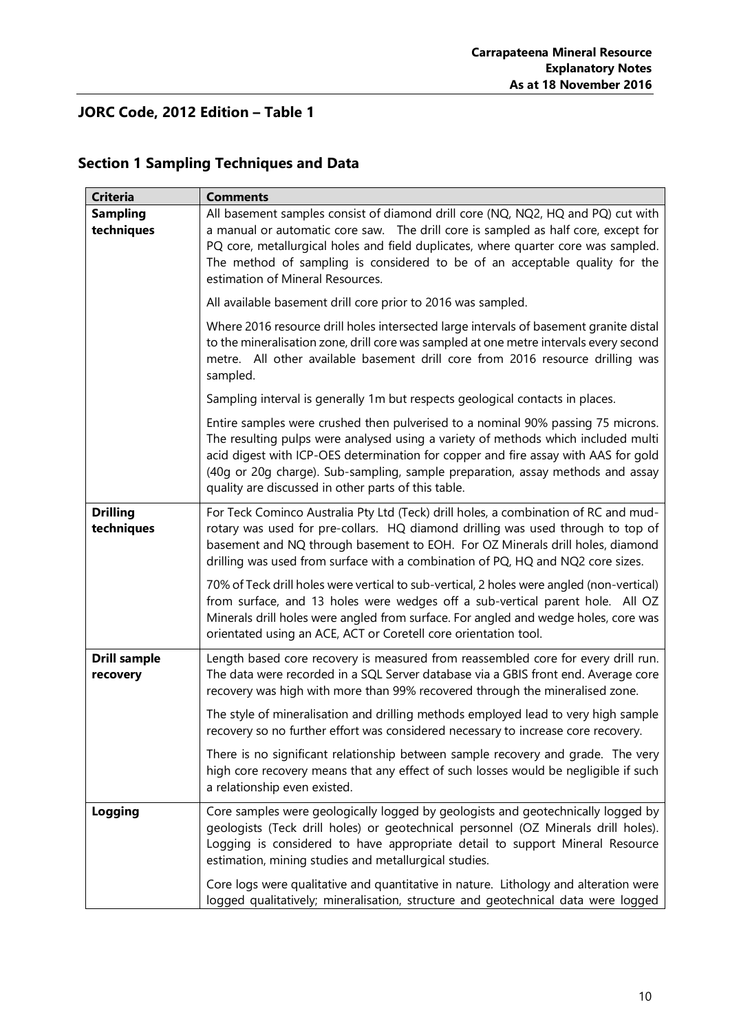## JORC Code, 2012 Edition – Table 1

## Section 1 Sampling Techniques and Data

| Criteria | Comments |
|---|---|
| **Sampling techniques** | All basement samples consist of diamond drill core (NQ, NQ2, HQ and PQ) cut with a manual or automatic core saw. The drill core is sampled as half core, except for PQ core, metallurgical holes and field duplicates, where quarter core was sampled. The method of sampling is considered to be of an acceptable quality for the estimation of Mineral Resources.<br><br>All available basement drill core prior to 2016 was sampled.<br><br>Where 2016 resource drill holes intersected large intervals of basement granite distal to the mineralisation zone, drill core was sampled at one metre intervals every second metre. All other available basement drill core from 2016 resource drilling was sampled.<br><br>Sampling interval is generally 1m but respects geological contacts in places.<br><br>Entire samples were crushed then pulverised to a nominal 90% passing 75 microns. The resulting pulps were analysed using a variety of methods which included multi acid digest with ICP-OES determination for copper and fire assay with AAS for gold (40g or 20g charge). Sub-sampling, sample preparation, assay methods and assay quality are discussed in other parts of this table. |
| **Drilling techniques** | For Teck Cominco Australia Pty Ltd (Teck) drill holes, a combination of RC and mud-rotary was used for pre-collars. HQ diamond drilling was used through to top of basement and NQ through basement to EOH. For OZ Minerals drill holes, diamond drilling was used from surface with a combination of PQ, HQ and NQ2 core sizes.<br><br>70% of Teck drill holes were vertical to sub-vertical, 2 holes were angled (non-vertical) from surface, and 13 holes were wedges off a sub-vertical parent hole. All OZ Minerals drill holes were angled from surface. For angled and wedge holes, core was orientated using an ACE, ACT or Coretell core orientation tool. |
| **Drill sample recovery** | Length based core recovery is measured from reassembled core for every drill run. The data were recorded in a SQL Server database via a GBIS front end. Average core recovery was high with more than 99% recovered through the mineralised zone.<br><br>The style of mineralisation and drilling methods employed lead to very high sample recovery so no further effort was considered necessary to increase core recovery.<br><br>There is no significant relationship between sample recovery and grade. The very high core recovery means that any effect of such losses would be negligible if such a relationship even existed. |
| **Logging** | Core samples were geologically logged by geologists and geotechnically logged by geologists (Teck drill holes) or geotechnical personnel (OZ Minerals drill holes). Logging is considered to have appropriate detail to support Mineral Resource estimation, mining studies and metallurgical studies.<br><br>Core logs were qualitative and quantitative in nature. Lithology and alteration were logged qualitatively; mineralisation, structure and geotechnical data were logged |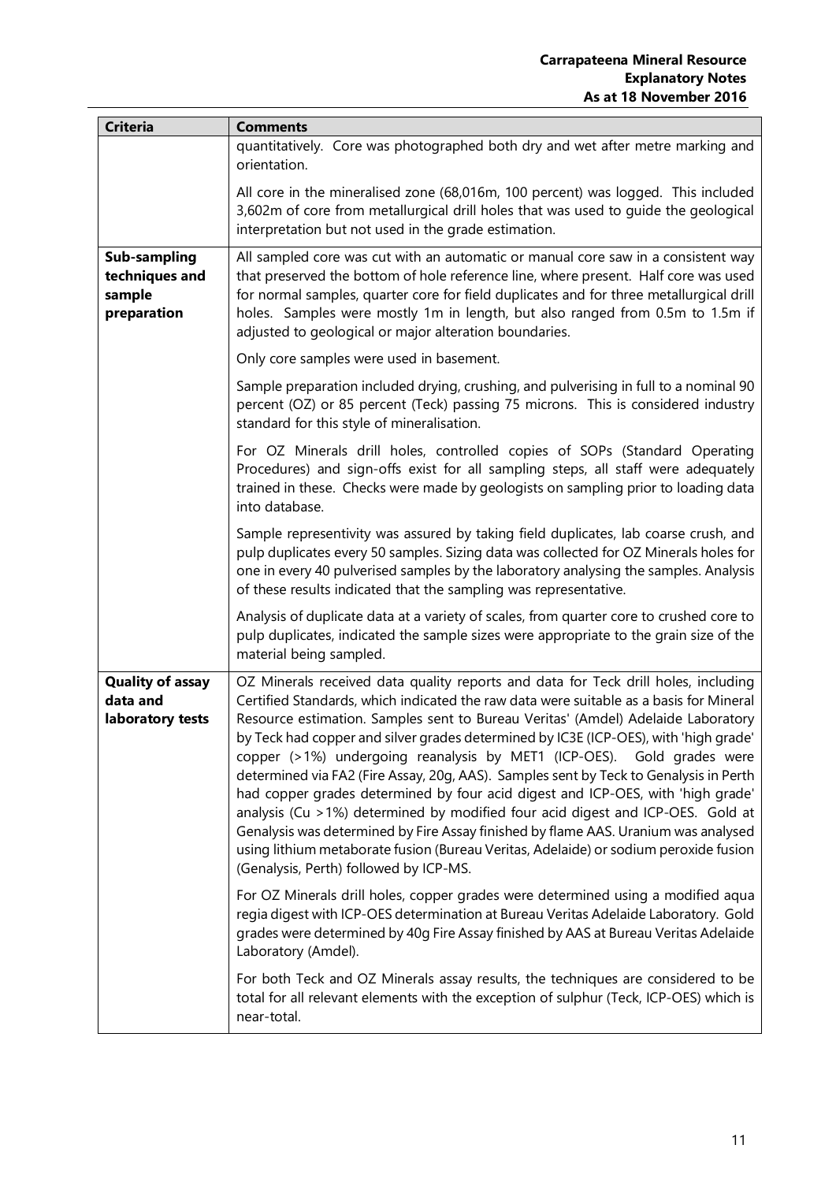| Criteria | Comments |
|---|---|
| | quantitatively. Core was photographed both dry and wet after metre marking and orientation.<br><br>All core in the mineralised zone (68,016m, 100 percent) was logged. This included 3,602m of core from metallurgical drill holes that was used to guide the geological interpretation but not used in the grade estimation. |
| **Sub-sampling techniques and sample preparation** | All sampled core was cut with an automatic or manual core saw in a consistent way that preserved the bottom of hole reference line, where present. Half core was used for normal samples, quarter core for field duplicates and for three metallurgical drill holes. Samples were mostly 1m in length, but also ranged from 0.5m to 1.5m if adjusted to geological or major alteration boundaries.<br><br>Only core samples were used in basement.<br><br>Sample preparation included drying, crushing, and pulverising in full to a nominal 90 percent (OZ) or 85 percent (Teck) passing 75 microns. This is considered industry standard for this style of mineralisation.<br><br>For OZ Minerals drill holes, controlled copies of SOPs (Standard Operating Procedures) and sign-offs exist for all sampling steps, all staff were adequately trained in these. Checks were made by geologists on sampling prior to loading data into database.<br><br>Sample representivity was assured by taking field duplicates, lab coarse crush, and pulp duplicates every 50 samples. Sizing data was collected for OZ Minerals holes for one in every 40 pulverised samples by the laboratory analysing the samples. Analysis of these results indicated that the sampling was representative.<br><br>Analysis of duplicate data at a variety of scales, from quarter core to crushed core to pulp duplicates, indicated the sample sizes were appropriate to the grain size of the material being sampled. |
| **Quality of assay data and laboratory tests** | OZ Minerals received data quality reports and data for Teck drill holes, including Certified Standards, which indicated the raw data were suitable as a basis for Mineral Resource estimation. Samples sent to Bureau Veritas' (Amdel) Adelaide Laboratory by Teck had copper and silver grades determined by IC3E (ICP-OES), with 'high grade' copper (>1%) undergoing reanalysis by MET1 (ICP-OES). Gold grades were determined via FA2 (Fire Assay, 20g, AAS). Samples sent by Teck to Genalysis in Perth had copper grades determined by four acid digest and ICP-OES, with 'high grade' analysis (Cu >1%) determined by modified four acid digest and ICP-OES. Gold at Genalysis was determined by Fire Assay finished by flame AAS. Uranium was analysed using lithium metaborate fusion (Bureau Veritas, Adelaide) or sodium peroxide fusion (Genalysis, Perth) followed by ICP-MS.<br><br>For OZ Minerals drill holes, copper grades were determined using a modified aqua regia digest with ICP-OES determination at Bureau Veritas Adelaide Laboratory. Gold grades were determined by 40g Fire Assay finished by AAS at Bureau Veritas Adelaide Laboratory (Amdel).<br><br>For both Teck and OZ Minerals assay results, the techniques are considered to be total for all relevant elements with the exception of sulphur (Teck, ICP-OES) which is near-total. |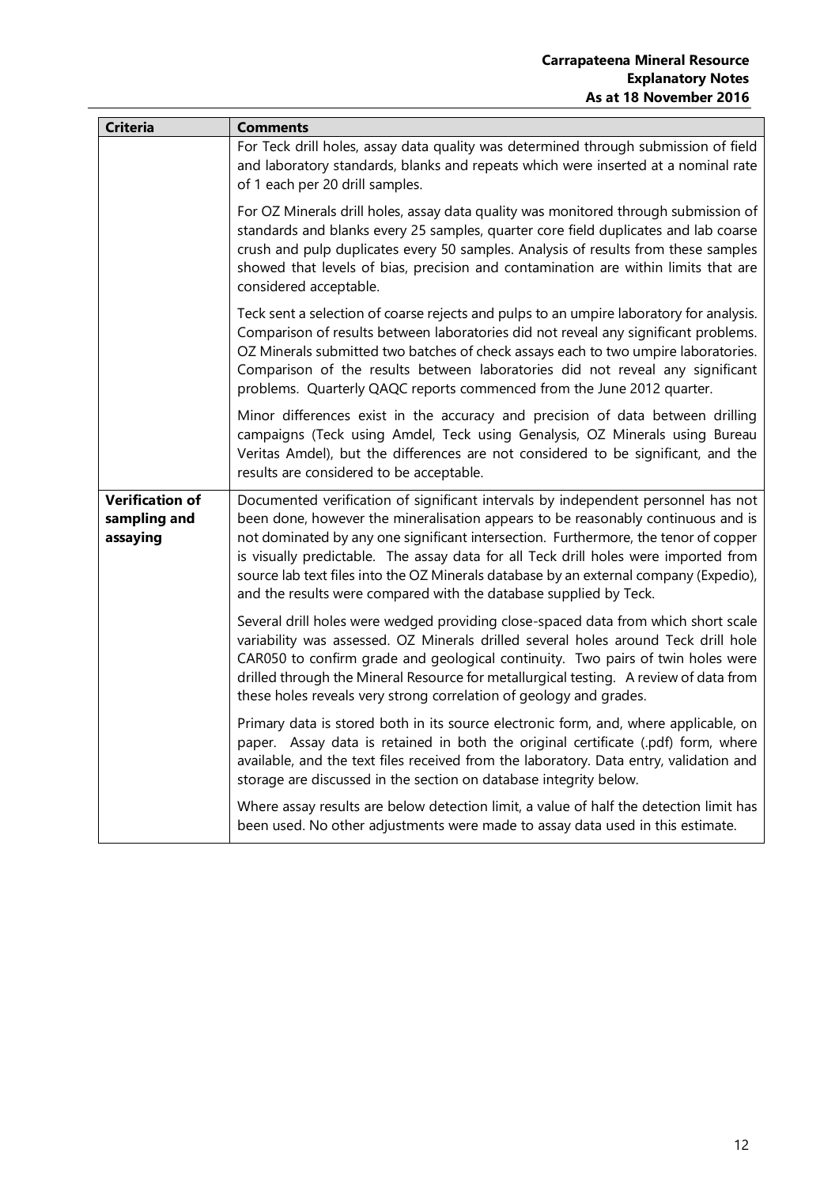| Criteria | Comments |
|---|---|
| | For Teck drill holes, assay data quality was determined through submission of field and laboratory standards, blanks and repeats which were inserted at a nominal rate of 1 each per 20 drill samples.<br><br>For OZ Minerals drill holes, assay data quality was monitored through submission of standards and blanks every 25 samples, quarter core field duplicates and lab coarse crush and pulp duplicates every 50 samples. Analysis of results from these samples showed that levels of bias, precision and contamination are within limits that are considered acceptable.<br><br>Teck sent a selection of coarse rejects and pulps to an umpire laboratory for analysis. Comparison of results between laboratories did not reveal any significant problems. OZ Minerals submitted two batches of check assays each to two umpire laboratories. Comparison of the results between laboratories did not reveal any significant problems. Quarterly QAQC reports commenced from the June 2012 quarter.<br><br>Minor differences exist in the accuracy and precision of data between drilling campaigns (Teck using Amdel, Teck using Genalysis, OZ Minerals using Bureau Veritas Amdel), but the differences are not considered to be significant, and the results are considered to be acceptable. |
| **Verification of sampling and assaying** | Documented verification of significant intervals by independent personnel has not been done, however the mineralisation appears to be reasonably continuous and is not dominated by any one significant intersection. Furthermore, the tenor of copper is visually predictable. The assay data for all Teck drill holes were imported from source lab text files into the OZ Minerals database by an external company (Expedio), and the results were compared with the database supplied by Teck.<br><br>Several drill holes were wedged providing close-spaced data from which short scale variability was assessed. OZ Minerals drilled several holes around Teck drill hole CAR050 to confirm grade and geological continuity. Two pairs of twin holes were drilled through the Mineral Resource for metallurgical testing. A review of data from these holes reveals very strong correlation of geology and grades.<br><br>Primary data is stored both in its source electronic form, and, where applicable, on paper. Assay data is retained in both the original certificate (.pdf) form, where available, and the text files received from the laboratory. Data entry, validation and storage are discussed in the section on database integrity below.<br><br>Where assay results are below detection limit, a value of half the detection limit has been used. No other adjustments were made to assay data used in this estimate. |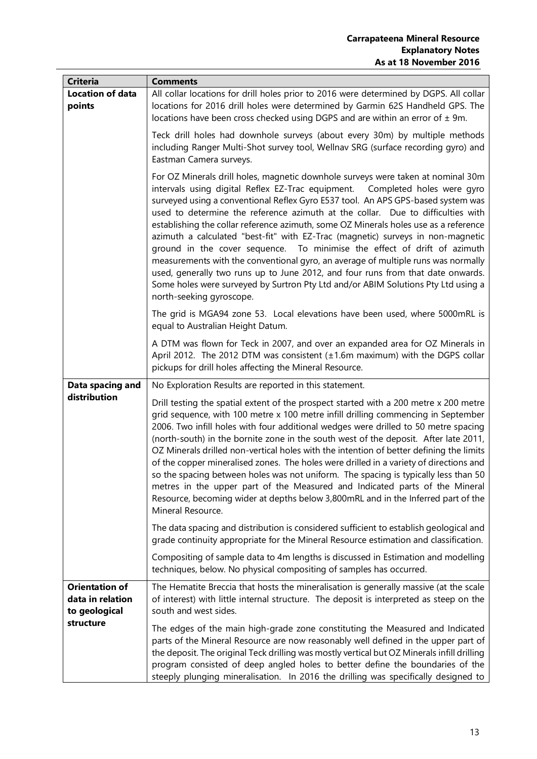| Criteria | Comments |
| --- | --- |
| **Location of data points** | All collar locations for drill holes prior to 2016 were determined by DGPS. All collar locations for 2016 drill holes were determined by Garmin 62S Handheld GPS. The locations have been cross checked using DGPS and are within an error of ± 9m.<br><br>Teck drill holes had downhole surveys (about every 30m) by multiple methods including Ranger Multi-Shot survey tool, Wellnav SRG (surface recording gyro) and Eastman Camera surveys.<br><br>For OZ Minerals drill holes, magnetic downhole surveys were taken at nominal 30m intervals using digital Reflex EZ-Trac equipment. Completed holes were gyro surveyed using a conventional Reflex Gyro E537 tool. An APS GPS-based system was used to determine the reference azimuth at the collar. Due to difficulties with establishing the collar reference azimuth, some OZ Minerals holes use as a reference azimuth a calculated "best-fit" with EZ-Trac (magnetic) surveys in non-magnetic ground in the cover sequence. To minimise the effect of drift of azimuth measurements with the conventional gyro, an average of multiple runs was normally used, generally two runs up to June 2012, and four runs from that date onwards. Some holes were surveyed by Surtron Pty Ltd and/or ABIM Solutions Pty Ltd using a north-seeking gyroscope.<br><br>The grid is MGA94 zone 53. Local elevations have been used, where 5000mRL is equal to Australian Height Datum.<br><br>A DTM was flown for Teck in 2007, and over an expanded area for OZ Minerals in April 2012. The 2012 DTM was consistent (±1.6m maximum) with the DGPS collar pickups for drill holes affecting the Mineral Resource. |
| **Data spacing and distribution** | No Exploration Results are reported in this statement.<br><br>Drill testing the spatial extent of the prospect started with a 200 metre x 200 metre grid sequence, with 100 metre x 100 metre infill drilling commencing in September 2006. Two infill holes with four additional wedges were drilled to 50 metre spacing (north-south) in the bornite zone in the south west of the deposit. After late 2011, OZ Minerals drilled non-vertical holes with the intention of better defining the limits of the copper mineralised zones. The holes were drilled in a variety of directions and so the spacing between holes was not uniform. The spacing is typically less than 50 metres in the upper part of the Measured and Indicated parts of the Mineral Resource, becoming wider at depths below 3,800mRL and in the Inferred part of the Mineral Resource.<br><br>The data spacing and distribution is considered sufficient to establish geological and grade continuity appropriate for the Mineral Resource estimation and classification.<br><br>Compositing of sample data to 4m lengths is discussed in Estimation and modelling techniques, below. No physical compositing of samples has occurred. |
| **Orientation of data in relation to geological structure** | The Hematite Breccia that hosts the mineralisation is generally massive (at the scale of interest) with little internal structure. The deposit is interpreted as steep on the south and west sides.<br><br>The edges of the main high-grade zone constituting the Measured and Indicated parts of the Mineral Resource are now reasonably well defined in the upper part of the deposit. The original Teck drilling was mostly vertical but OZ Minerals infill drilling program consisted of deep angled holes to better define the boundaries of the steeply plunging mineralisation. In 2016 the drilling was specifically designed to |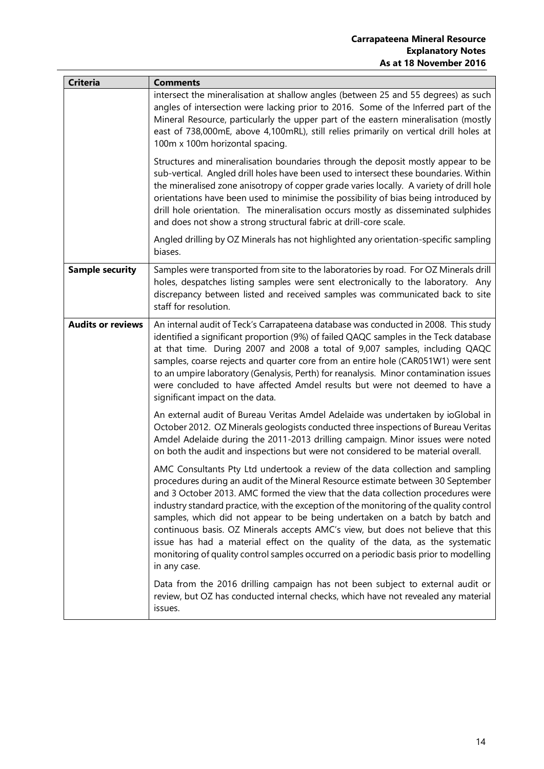| Criteria | Comments |
|---|---|
| | intersect the mineralisation at shallow angles (between 25 and 55 degrees) as such angles of intersection were lacking prior to 2016. Some of the Inferred part of the Mineral Resource, particularly the upper part of the eastern mineralisation (mostly east of 738,000mE, above 4,100mRL), still relies primarily on vertical drill holes at 100m x 100m horizontal spacing.<br><br>Structures and mineralisation boundaries through the deposit mostly appear to be sub-vertical. Angled drill holes have been used to intersect these boundaries. Within the mineralised zone anisotropy of copper grade varies locally. A variety of drill hole orientations have been used to minimise the possibility of bias being introduced by drill hole orientation. The mineralisation occurs mostly as disseminated sulphides and does not show a strong structural fabric at drill-core scale.<br><br>Angled drilling by OZ Minerals has not highlighted any orientation-specific sampling biases. |
| **Sample security** | Samples were transported from site to the laboratories by road. For OZ Minerals drill holes, despatches listing samples were sent electronically to the laboratory. Any discrepancy between listed and received samples was communicated back to site staff for resolution. |
| **Audits or reviews** | An internal audit of Teck's Carrapateena database was conducted in 2008. This study identified a significant proportion (9%) of failed QAQC samples in the Teck database at that time. During 2007 and 2008 a total of 9,007 samples, including QAQC samples, coarse rejects and quarter core from an entire hole (CAR051W1) were sent to an umpire laboratory (Genalysis, Perth) for reanalysis. Minor contamination issues were concluded to have affected Amdel results but were not deemed to have a significant impact on the data.<br><br>An external audit of Bureau Veritas Amdel Adelaide was undertaken by ioGlobal in October 2012. OZ Minerals geologists conducted three inspections of Bureau Veritas Amdel Adelaide during the 2011-2013 drilling campaign. Minor issues were noted on both the audit and inspections but were not considered to be material overall.<br><br>AMC Consultants Pty Ltd undertook a review of the data collection and sampling procedures during an audit of the Mineral Resource estimate between 30 September and 3 October 2013. AMC formed the view that the data collection procedures were industry standard practice, with the exception of the monitoring of the quality control samples, which did not appear to be being undertaken on a batch by batch and continuous basis. OZ Minerals accepts AMC's view, but does not believe that this issue has had a material effect on the quality of the data, as the systematic monitoring of quality control samples occurred on a periodic basis prior to modelling in any case.<br><br>Data from the 2016 drilling campaign has not been subject to external audit or review, but OZ has conducted internal checks, which have not revealed any material issues. |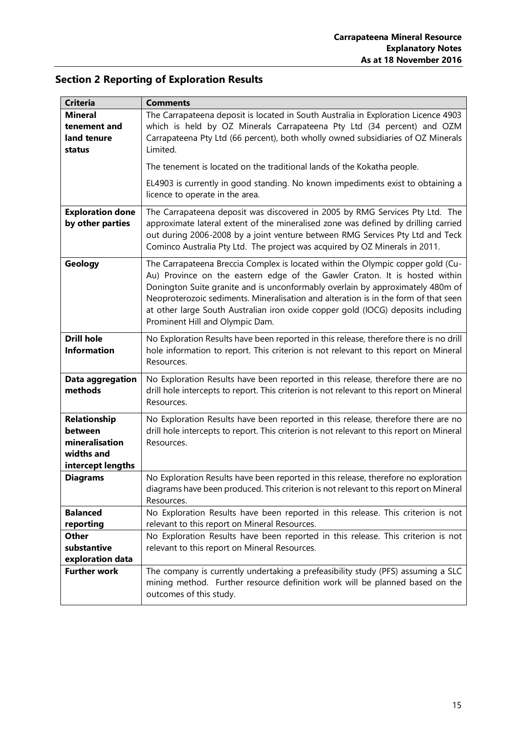## Section 2 Reporting of Exploration Results

| Criteria | Comments |
|---|---|
| **Mineral tenement and land tenure status** | The Carrapateena deposit is located in South Australia in Exploration Licence 4903 which is held by OZ Minerals Carrapateena Pty Ltd (34 percent) and OZM Carrapateena Pty Ltd (66 percent), both wholly owned subsidiaries of OZ Minerals Limited.<br><br>The tenement is located on the traditional lands of the Kokatha people.<br><br>EL4903 is currently in good standing. No known impediments exist to obtaining a licence to operate in the area. |
| **Exploration done by other parties** | The Carrapateena deposit was discovered in 2005 by RMG Services Pty Ltd. The approximate lateral extent of the mineralised zone was defined by drilling carried out during 2006-2008 by a joint venture between RMG Services Pty Ltd and Teck Cominco Australia Pty Ltd. The project was acquired by OZ Minerals in 2011. |
| **Geology** | The Carrapateena Breccia Complex is located within the Olympic copper gold (Cu-Au) Province on the eastern edge of the Gawler Craton. It is hosted within Donington Suite granite and is unconformably overlain by approximately 480m of Neoproterozoic sediments. Mineralisation and alteration is in the form of that seen at other large South Australian iron oxide copper gold (IOCG) deposits including Prominent Hill and Olympic Dam. |
| **Drill hole Information** | No Exploration Results have been reported in this release, therefore there is no drill hole information to report. This criterion is not relevant to this report on Mineral Resources. |
| **Data aggregation methods** | No Exploration Results have been reported in this release, therefore there are no drill hole intercepts to report. This criterion is not relevant to this report on Mineral Resources. |
| **Relationship between mineralisation widths and intercept lengths** | No Exploration Results have been reported in this release, therefore there are no drill hole intercepts to report. This criterion is not relevant to this report on Mineral Resources. |
| **Diagrams** | No Exploration Results have been reported in this release, therefore no exploration diagrams have been produced. This criterion is not relevant to this report on Mineral Resources. |
| **Balanced reporting** | No Exploration Results have been reported in this release. This criterion is not relevant to this report on Mineral Resources. |
| **Other substantive exploration data** | No Exploration Results have been reported in this release. This criterion is not relevant to this report on Mineral Resources. |
| **Further work** | The company is currently undertaking a prefeasibility study (PFS) assuming a SLC mining method. Further resource definition work will be planned based on the outcomes of this study. |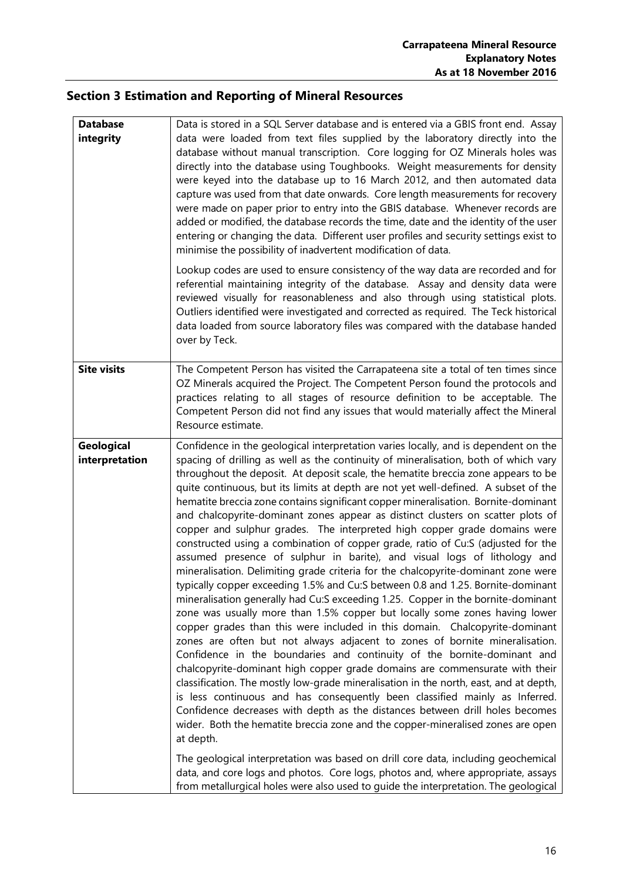## Section 3 Estimation and Reporting of Mineral Resources

| | |
|---|---|
| **Database integrity** | Data is stored in a SQL Server database and is entered via a GBIS front end. Assay data were loaded from text files supplied by the laboratory directly into the database without manual transcription. Core logging for OZ Minerals holes was directly into the database using Toughbooks. Weight measurements for density were keyed into the database up to 16 March 2012, and then automated data capture was used from that date onwards. Core length measurements for recovery were made on paper prior to entry into the GBIS database. Whenever records are added or modified, the database records the time, date and the identity of the user entering or changing the data. Different user profiles and security settings exist to minimise the possibility of inadvertent modification of data.<br><br>Lookup codes are used to ensure consistency of the way data are recorded and for referential maintaining integrity of the database. Assay and density data were reviewed visually for reasonableness and also through using statistical plots. Outliers identified were investigated and corrected as required. The Teck historical data loaded from source laboratory files was compared with the database handed over by Teck. |
| **Site visits** | The Competent Person has visited the Carrapateena site a total of ten times since OZ Minerals acquired the Project. The Competent Person found the protocols and practices relating to all stages of resource definition to be acceptable. The Competent Person did not find any issues that would materially affect the Mineral Resource estimate. |
| **Geological interpretation** | Confidence in the geological interpretation varies locally, and is dependent on the spacing of drilling as well as the continuity of mineralisation, both of which vary throughout the deposit. At deposit scale, the hematite breccia zone appears to be quite continuous, but its limits at depth are not yet well-defined. A subset of the hematite breccia zone contains significant copper mineralisation. Bornite-dominant and chalcopyrite-dominant zones appear as distinct clusters on scatter plots of copper and sulphur grades. The interpreted high copper grade domains were constructed using a combination of copper grade, ratio of Cu:S (adjusted for the assumed presence of sulphur in barite), and visual logs of lithology and mineralisation. Delimiting grade criteria for the chalcopyrite-dominant zone were typically copper exceeding 1.5% and Cu:S between 0.8 and 1.25. Bornite-dominant mineralisation generally had Cu:S exceeding 1.25. Copper in the bornite-dominant zone was usually more than 1.5% copper but locally some zones having lower copper grades than this were included in this domain. Chalcopyrite-dominant zones are often but not always adjacent to zones of bornite mineralisation. Confidence in the boundaries and continuity of the bornite-dominant and chalcopyrite-dominant high copper grade domains are commensurate with their classification. The mostly low-grade mineralisation in the north, east, and at depth, is less continuous and has consequently been classified mainly as Inferred. Confidence decreases with depth as the distances between drill holes becomes wider. Both the hematite breccia zone and the copper-mineralised zones are open at depth.<br><br>The geological interpretation was based on drill core data, including geochemical data, and core logs and photos. Core logs, photos and, where appropriate, assays from metallurgical holes were also used to guide the interpretation. The geological |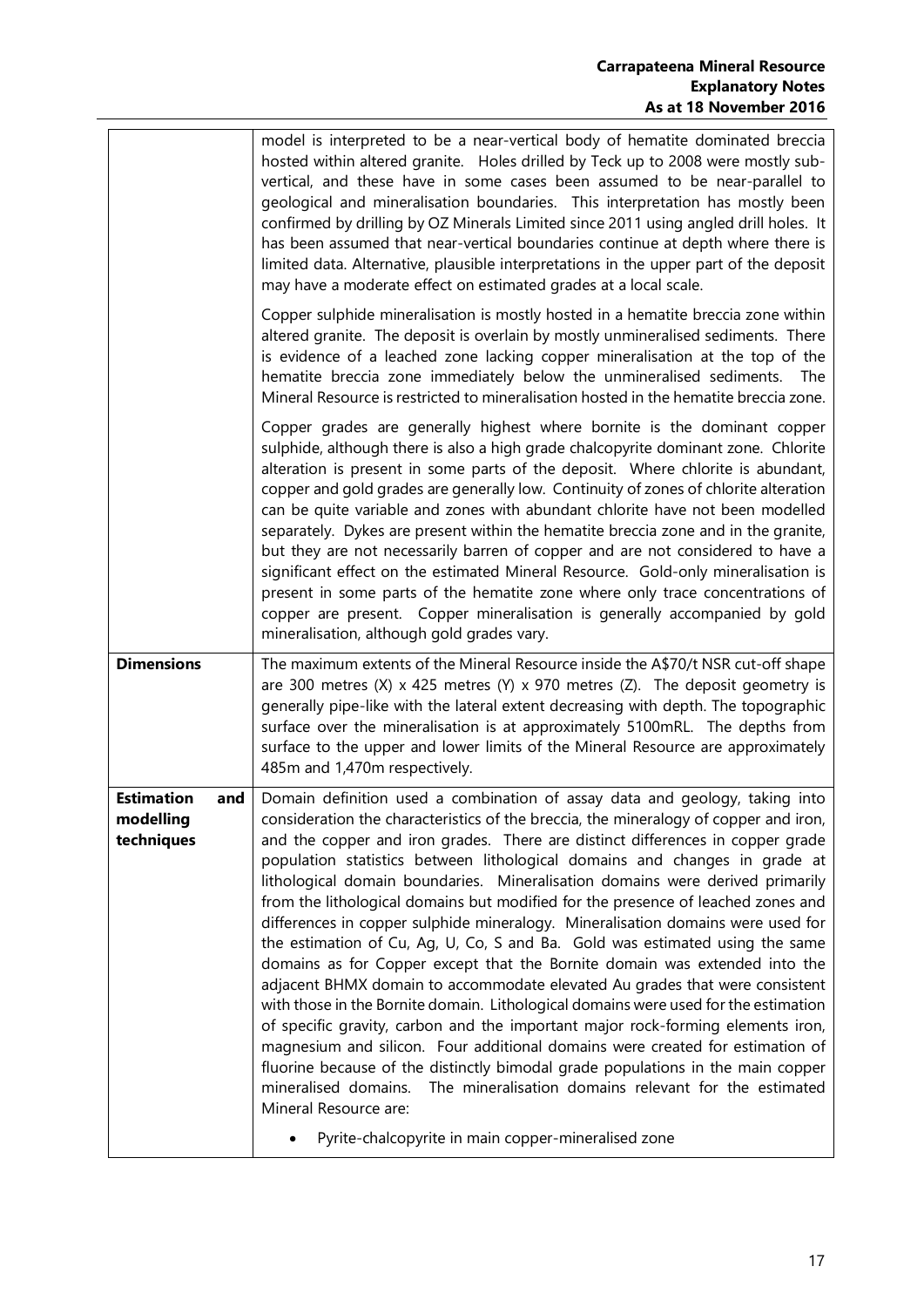| | |
|---|---|
| | model is interpreted to be a near-vertical body of hematite dominated breccia hosted within altered granite. Holes drilled by Teck up to 2008 were mostly sub-vertical, and these have in some cases been assumed to be near-parallel to geological and mineralisation boundaries. This interpretation has mostly been confirmed by drilling by OZ Minerals Limited since 2011 using angled drill holes. It has been assumed that near-vertical boundaries continue at depth where there is limited data. Alternative, plausible interpretations in the upper part of the deposit may have a moderate effect on estimated grades at a local scale.<br><br>Copper sulphide mineralisation is mostly hosted in a hematite breccia zone within altered granite. The deposit is overlain by mostly unmineralised sediments. There is evidence of a leached zone lacking copper mineralisation at the top of the hematite breccia zone immediately below the unmineralised sediments. The Mineral Resource is restricted to mineralisation hosted in the hematite breccia zone.<br><br>Copper grades are generally highest where bornite is the dominant copper sulphide, although there is also a high grade chalcopyrite dominant zone. Chlorite alteration is present in some parts of the deposit. Where chlorite is abundant, copper and gold grades are generally low. Continuity of zones of chlorite alteration can be quite variable and zones with abundant chlorite have not been modelled separately. Dykes are present within the hematite breccia zone and in the granite, but they are not necessarily barren of copper and are not considered to have a significant effect on the estimated Mineral Resource. Gold-only mineralisation is present in some parts of the hematite zone where only trace concentrations of copper are present. Copper mineralisation is generally accompanied by gold mineralisation, although gold grades vary. |
| **Dimensions** | The maximum extents of the Mineral Resource inside the A$70/t NSR cut-off shape are 300 metres (X) x 425 metres (Y) x 970 metres (Z). The deposit geometry is generally pipe-like with the lateral extent decreasing with depth. The topographic surface over the mineralisation is at approximately 5100mRL. The depths from surface to the upper and lower limits of the Mineral Resource are approximately 485m and 1,470m respectively. |
| **Estimation and modelling techniques** | Domain definition used a combination of assay data and geology, taking into consideration the characteristics of the breccia, the mineralogy of copper and iron, and the copper and iron grades. There are distinct differences in copper grade population statistics between lithological domains and changes in grade at lithological domain boundaries. Mineralisation domains were derived primarily from the lithological domains but modified for the presence of leached zones and differences in copper sulphide mineralogy. Mineralisation domains were used for the estimation of Cu, Ag, U, Co, S and Ba. Gold was estimated using the same domains as for Copper except that the Bornite domain was extended into the adjacent BHMX domain to accommodate elevated Au grades that were consistent with those in the Bornite domain. Lithological domains were used for the estimation of specific gravity, carbon and the important major rock-forming elements iron, magnesium and silicon. Four additional domains were created for estimation of fluorine because of the distinctly bimodal grade populations in the main copper mineralised domains. The mineralisation domains relevant for the estimated Mineral Resource are:<br><br>• Pyrite-chalcopyrite in main copper-mineralised zone |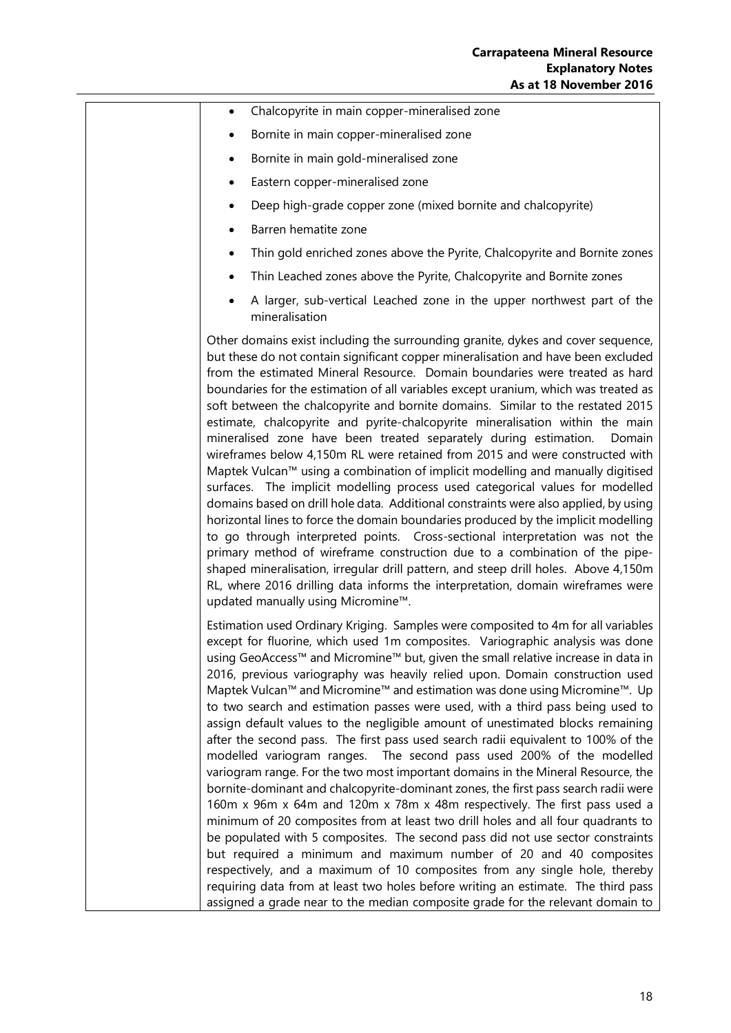| | |
|---|---|
| | • Chalcopyrite in main copper-mineralised zone<br>• Bornite in main copper-mineralised zone<br>• Bornite in main gold-mineralised zone<br>• Eastern copper-mineralised zone<br>• Deep high-grade copper zone (mixed bornite and chalcopyrite)<br>• Barren hematite zone<br>• Thin gold enriched zones above the Pyrite, Chalcopyrite and Bornite zones<br>• Thin Leached zones above the Pyrite, Chalcopyrite and Bornite zones<br>• A larger, sub-vertical Leached zone in the upper northwest part of the mineralisation<br><br>Other domains exist including the surrounding granite, dykes and cover sequence, but these do not contain significant copper mineralisation and have been excluded from the estimated Mineral Resource. Domain boundaries were treated as hard boundaries for the estimation of all variables except uranium, which was treated as soft between the chalcopyrite and bornite domains. Similar to the restated 2015 estimate, chalcopyrite and pyrite-chalcopyrite mineralisation within the main mineralised zone have been treated separately during estimation. Domain wireframes below 4,150m RL were retained from 2015 and were constructed with Maptek Vulcan™ using a combination of implicit modelling and manually digitised surfaces. The implicit modelling process used categorical values for modelled domains based on drill hole data. Additional constraints were also applied, by using horizontal lines to force the domain boundaries produced by the implicit modelling to go through interpreted points. Cross-sectional interpretation was not the primary method of wireframe construction due to a combination of the pipe-shaped mineralisation, irregular drill pattern, and steep drill holes. Above 4,150m RL, where 2016 drilling data informs the interpretation, domain wireframes were updated manually using Micromine™.<br><br>Estimation used Ordinary Kriging. Samples were composited to 4m for all variables except for fluorine, which used 1m composites. Variographic analysis was done using GeoAccess™ and Micromine™ but, given the small relative increase in data in 2016, previous variography was heavily relied upon. Domain construction used Maptek Vulcan™ and Micromine™ and estimation was done using Micromine™. Up to two search and estimation passes were used, with a third pass being used to assign default values to the negligible amount of unestimated blocks remaining after the second pass. The first pass used search radii equivalent to 100% of the modelled variogram ranges. The second pass used 200% of the modelled variogram range. For the two most important domains in the Mineral Resource, the bornite-dominant and chalcopyrite-dominant zones, the first pass search radii were 160m x 96m x 64m and 120m x 78m x 48m respectively. The first pass used a minimum of 20 composites from at least two drill holes and all four quadrants to be populated with 5 composites. The second pass did not use sector constraints but required a minimum and maximum number of 20 and 40 composites respectively, and a maximum of 10 composites from any single hole, thereby requiring data from at least two holes before writing an estimate. The third pass assigned a grade near to the median composite grade for the relevant domain to |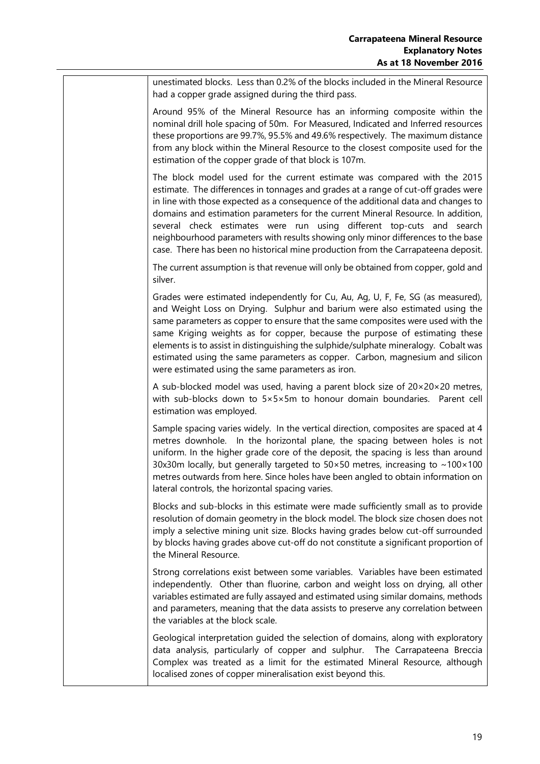| | |
|---|---|
| | unestimated blocks. Less than 0.2% of the blocks included in the Mineral Resource had a copper grade assigned during the third pass.<br><br>Around 95% of the Mineral Resource has an informing composite within the nominal drill hole spacing of 50m. For Measured, Indicated and Inferred resources these proportions are 99.7%, 95.5% and 49.6% respectively. The maximum distance from any block within the Mineral Resource to the closest composite used for the estimation of the copper grade of that block is 107m.<br><br>The block model used for the current estimate was compared with the 2015 estimate. The differences in tonnages and grades at a range of cut-off grades were in line with those expected as a consequence of the additional data and changes to domains and estimation parameters for the current Mineral Resource. In addition, several check estimates were run using different top-cuts and search neighbourhood parameters with results showing only minor differences to the base case. There has been no historical mine production from the Carrapateena deposit.<br><br>The current assumption is that revenue will only be obtained from copper, gold and silver.<br><br>Grades were estimated independently for Cu, Au, Ag, U, F, Fe, SG (as measured), and Weight Loss on Drying. Sulphur and barium were also estimated using the same parameters as copper to ensure that the same composites were used with the same Kriging weights as for copper, because the purpose of estimating these elements is to assist in distinguishing the sulphide/sulphate mineralogy. Cobalt was estimated using the same parameters as copper. Carbon, magnesium and silicon were estimated using the same parameters as iron.<br><br>A sub-blocked model was used, having a parent block size of 20×20×20 metres, with sub-blocks down to 5×5×5m to honour domain boundaries. Parent cell estimation was employed.<br><br>Sample spacing varies widely. In the vertical direction, composites are spaced at 4 metres downhole. In the horizontal plane, the spacing between holes is not uniform. In the higher grade core of the deposit, the spacing is less than around 30x30m locally, but generally targeted to 50×50 metres, increasing to ~100×100 metres outwards from here. Since holes have been angled to obtain information on lateral controls, the horizontal spacing varies.<br><br>Blocks and sub-blocks in this estimate were made sufficiently small as to provide resolution of domain geometry in the block model. The block size chosen does not imply a selective mining unit size. Blocks having grades below cut-off surrounded by blocks having grades above cut-off do not constitute a significant proportion of the Mineral Resource.<br><br>Strong correlations exist between some variables. Variables have been estimated independently. Other than fluorine, carbon and weight loss on drying, all other variables estimated are fully assayed and estimated using similar domains, methods and parameters, meaning that the data assists to preserve any correlation between the variables at the block scale.<br><br>Geological interpretation guided the selection of domains, along with exploratory data analysis, particularly of copper and sulphur. The Carrapateena Breccia Complex was treated as a limit for the estimated Mineral Resource, although localised zones of copper mineralisation exist beyond this. |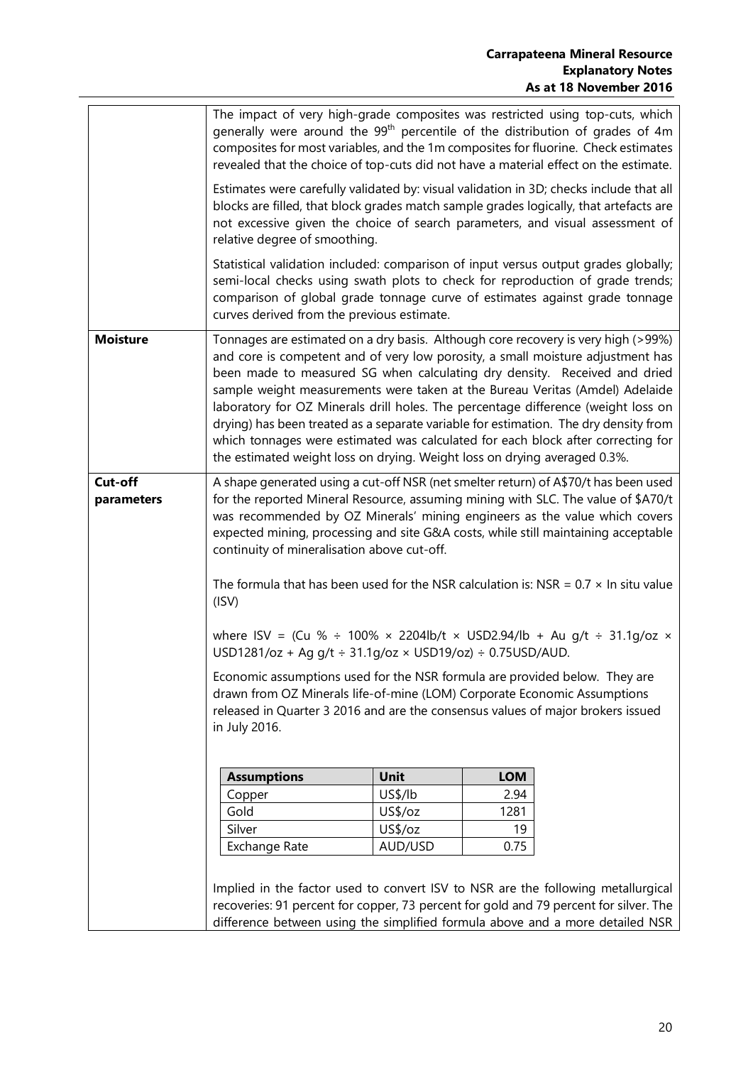| | |
|---|---|
| | The impact of very high-grade composites was restricted using top-cuts, which generally were around the 99th percentile of the distribution of grades of 4m composites for most variables, and the 1m composites for fluorine. Check estimates revealed that the choice of top-cuts did not have a material effect on the estimate.<br><br>Estimates were carefully validated by: visual validation in 3D; checks include that all blocks are filled, that block grades match sample grades logically, that artefacts are not excessive given the choice of search parameters, and visual assessment of relative degree of smoothing.<br><br>Statistical validation included: comparison of input versus output grades globally; semi-local checks using swath plots to check for reproduction of grade trends; comparison of global grade tonnage curve of estimates against grade tonnage curves derived from the previous estimate. |
| **Moisture** | Tonnages are estimated on a dry basis. Although core recovery is very high (>99%) and core is competent and of very low porosity, a small moisture adjustment has been made to measured SG when calculating dry density. Received and dried sample weight measurements were taken at the Bureau Veritas (Amdel) Adelaide laboratory for OZ Minerals drill holes. The percentage difference (weight loss on drying) has been treated as a separate variable for estimation. The dry density from which tonnages were estimated was calculated for each block after correcting for the estimated weight loss on drying. Weight loss on drying averaged 0.3%. |
| **Cut-off parameters** | A shape generated using a cut-off NSR (net smelter return) of A$70/t has been used for the reported Mineral Resource, assuming mining with SLC. The value of $A70/t was recommended by OZ Minerals' mining engineers as the value which covers expected mining, processing and site G&A costs, while still maintaining acceptable continuity of mineralisation above cut-off.<br><br>The formula that has been used for the NSR calculation is: NSR = 0.7 × In situ value (ISV)<br><br>where ISV = (Cu % ÷ 100% × 2204lb/t × USD2.94/lb + Au g/t ÷ 31.1g/oz × USD1281/oz + Ag g/t ÷ 31.1g/oz × USD19/oz) ÷ 0.75USD/AUD.<br><br>Economic assumptions used for the NSR formula are provided below. They are drawn from OZ Minerals life-of-mine (LOM) Corporate Economic Assumptions released in Quarter 3 2016 and are the consensus values of major brokers issued in July 2016.<br><br>**Assumptions** / **Unit** / **LOM**<br>Copper / US$/lb / 2.94<br>Gold / US$/oz / 1281<br>Silver / US$/oz / 19<br>Exchange Rate / AUD/USD / 0.75<br><br>Implied in the factor used to convert ISV to NSR are the following metallurgical recoveries: 91 percent for copper, 73 percent for gold and 79 percent for silver. The difference between using the simplified formula above and a more detailed NSR |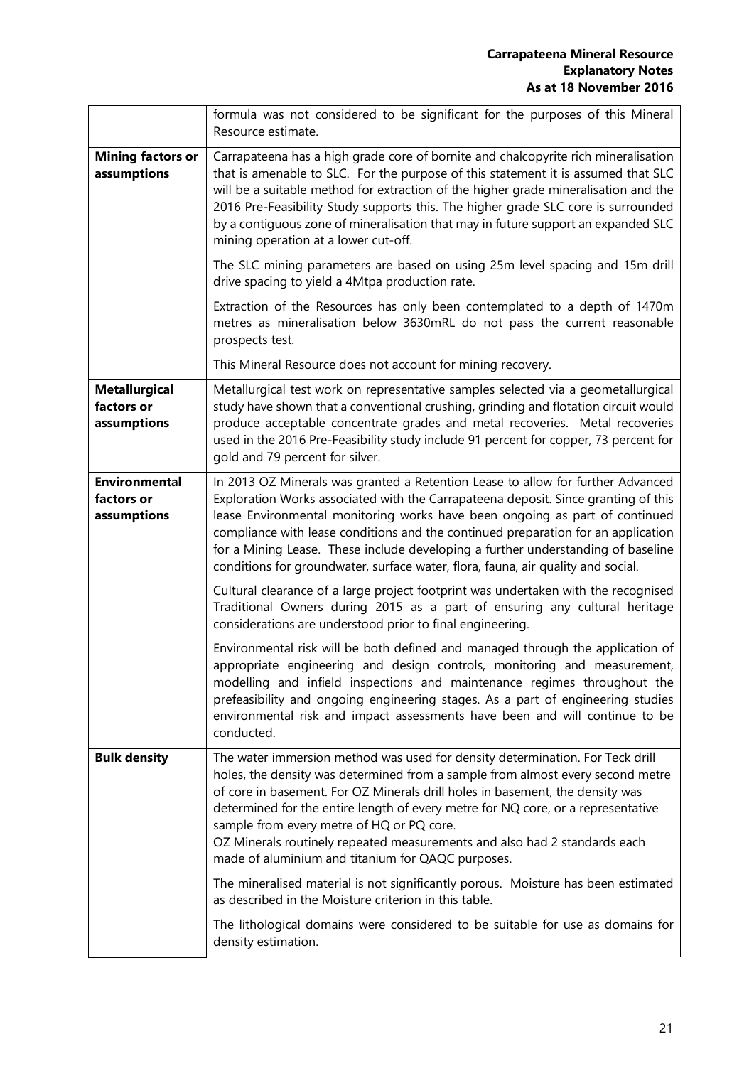| | |
|---|---|
| | formula was not considered to be significant for the purposes of this Mineral Resource estimate. |
| **Mining factors or assumptions** | Carrapateena has a high grade core of bornite and chalcopyrite rich mineralisation that is amenable to SLC. For the purpose of this statement it is assumed that SLC will be a suitable method for extraction of the higher grade mineralisation and the 2016 Pre-Feasibility Study supports this. The higher grade SLC core is surrounded by a contiguous zone of mineralisation that may in future support an expanded SLC mining operation at a lower cut-off.<br><br>The SLC mining parameters are based on using 25m level spacing and 15m drill drive spacing to yield a 4Mtpa production rate.<br><br>Extraction of the Resources has only been contemplated to a depth of 1470m metres as mineralisation below 3630mRL do not pass the current reasonable prospects test.<br><br>This Mineral Resource does not account for mining recovery. |
| **Metallurgical factors or assumptions** | Metallurgical test work on representative samples selected via a geometallurgical study have shown that a conventional crushing, grinding and flotation circuit would produce acceptable concentrate grades and metal recoveries. Metal recoveries used in the 2016 Pre-Feasibility study include 91 percent for copper, 73 percent for gold and 79 percent for silver. |
| **Environmental factors or assumptions** | In 2013 OZ Minerals was granted a Retention Lease to allow for further Advanced Exploration Works associated with the Carrapateena deposit. Since granting of this lease Environmental monitoring works have been ongoing as part of continued compliance with lease conditions and the continued preparation for an application for a Mining Lease. These include developing a further understanding of baseline conditions for groundwater, surface water, flora, fauna, air quality and social.<br><br>Cultural clearance of a large project footprint was undertaken with the recognised Traditional Owners during 2015 as a part of ensuring any cultural heritage considerations are understood prior to final engineering.<br><br>Environmental risk will be both defined and managed through the application of appropriate engineering and design controls, monitoring and measurement, modelling and infield inspections and maintenance regimes throughout the prefeasibility and ongoing engineering stages. As a part of engineering studies environmental risk and impact assessments have been and will continue to be conducted. |
| **Bulk density** | The water immersion method was used for density determination. For Teck drill holes, the density was determined from a sample from almost every second metre of core in basement. For OZ Minerals drill holes in basement, the density was determined for the entire length of every metre for NQ core, or a representative sample from every metre of HQ or PQ core.<br>OZ Minerals routinely repeated measurements and also had 2 standards each made of aluminium and titanium for QAQC purposes.<br><br>The mineralised material is not significantly porous. Moisture has been estimated as described in the Moisture criterion in this table.<br><br>The lithological domains were considered to be suitable for use as domains for density estimation. |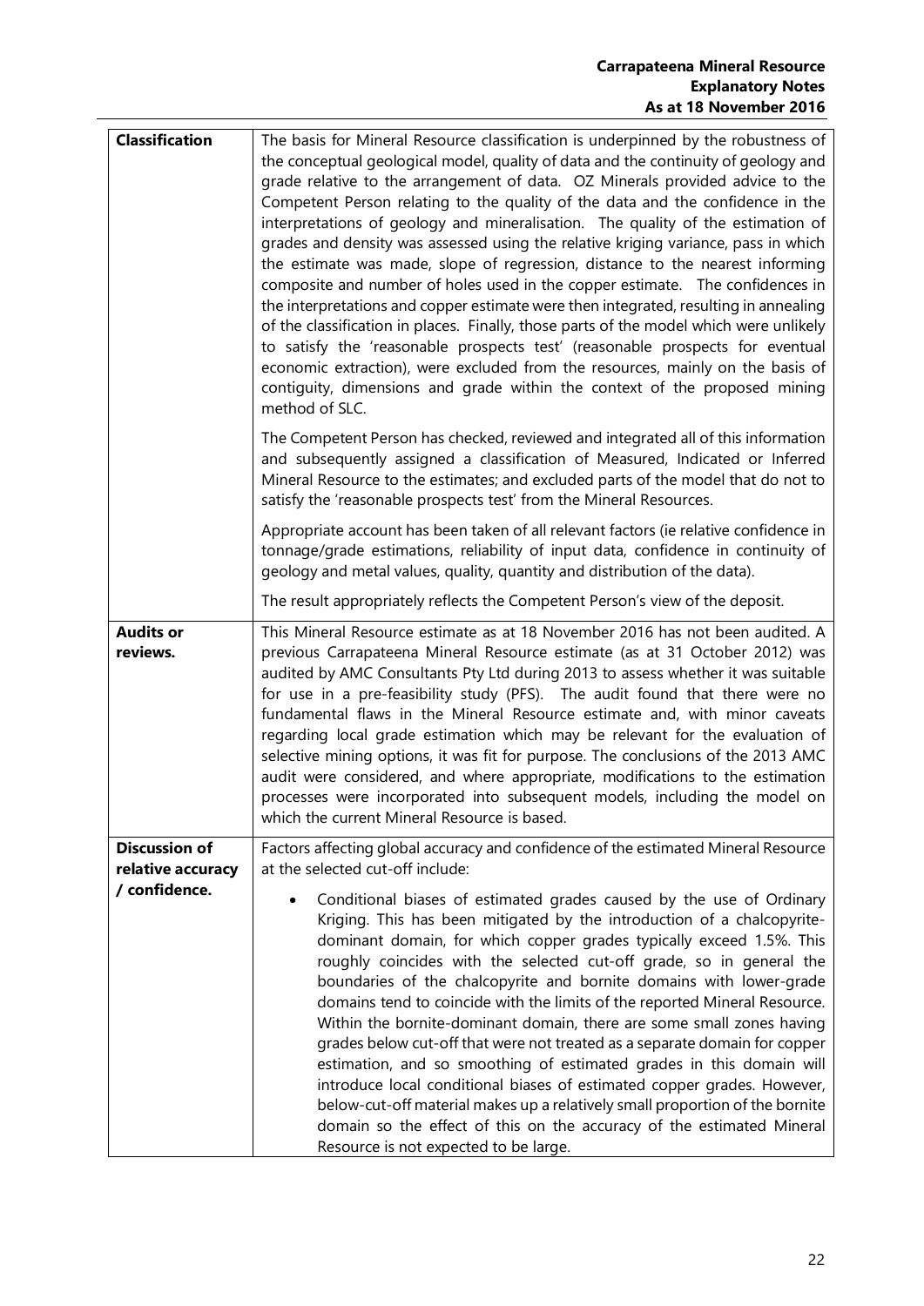| | |
|---|---|
| **Classification** | The basis for Mineral Resource classification is underpinned by the robustness of the conceptual geological model, quality of data and the continuity of geology and grade relative to the arrangement of data. OZ Minerals provided advice to the Competent Person relating to the quality of the data and the confidence in the interpretations of geology and mineralisation. The quality of the estimation of grades and density was assessed using the relative kriging variance, pass in which the estimate was made, slope of regression, distance to the nearest informing composite and number of holes used in the copper estimate. The confidences in the interpretations and copper estimate were then integrated, resulting in annealing of the classification in places. Finally, those parts of the model which were unlikely to satisfy the 'reasonable prospects test' (reasonable prospects for eventual economic extraction), were excluded from the resources, mainly on the basis of contiguity, dimensions and grade within the context of the proposed mining method of SLC.<br><br>The Competent Person has checked, reviewed and integrated all of this information and subsequently assigned a classification of Measured, Indicated or Inferred Mineral Resource to the estimates; and excluded parts of the model that do not to satisfy the 'reasonable prospects test' from the Mineral Resources.<br><br>Appropriate account has been taken of all relevant factors (ie relative confidence in tonnage/grade estimations, reliability of input data, confidence in continuity of geology and metal values, quality, quantity and distribution of the data).<br><br>The result appropriately reflects the Competent Person's view of the deposit. |
| **Audits or reviews.** | This Mineral Resource estimate as at 18 November 2016 has not been audited. A previous Carrapateena Mineral Resource estimate (as at 31 October 2012) was audited by AMC Consultants Pty Ltd during 2013 to assess whether it was suitable for use in a pre-feasibility study (PFS). The audit found that there were no fundamental flaws in the Mineral Resource estimate and, with minor caveats regarding local grade estimation which may be relevant for the evaluation of selective mining options, it was fit for purpose. The conclusions of the 2013 AMC audit were considered, and where appropriate, modifications to the estimation processes were incorporated into subsequent models, including the model on which the current Mineral Resource is based. |
| **Discussion of relative accuracy / confidence.** | Factors affecting global accuracy and confidence of the estimated Mineral Resource at the selected cut-off include:<br><br>• Conditional biases of estimated grades caused by the use of Ordinary Kriging. This has been mitigated by the introduction of a chalcopyrite-dominant domain, for which copper grades typically exceed 1.5%. This roughly coincides with the selected cut-off grade, so in general the boundaries of the chalcopyrite and bornite domains with lower-grade domains tend to coincide with the limits of the reported Mineral Resource. Within the bornite-dominant domain, there are some small zones having grades below cut-off that were not treated as a separate domain for copper estimation, and so smoothing of estimated grades in this domain will introduce local conditional biases of estimated copper grades. However, below-cut-off material makes up a relatively small proportion of the bornite domain so the effect of this on the accuracy of the estimated Mineral Resource is not expected to be large. |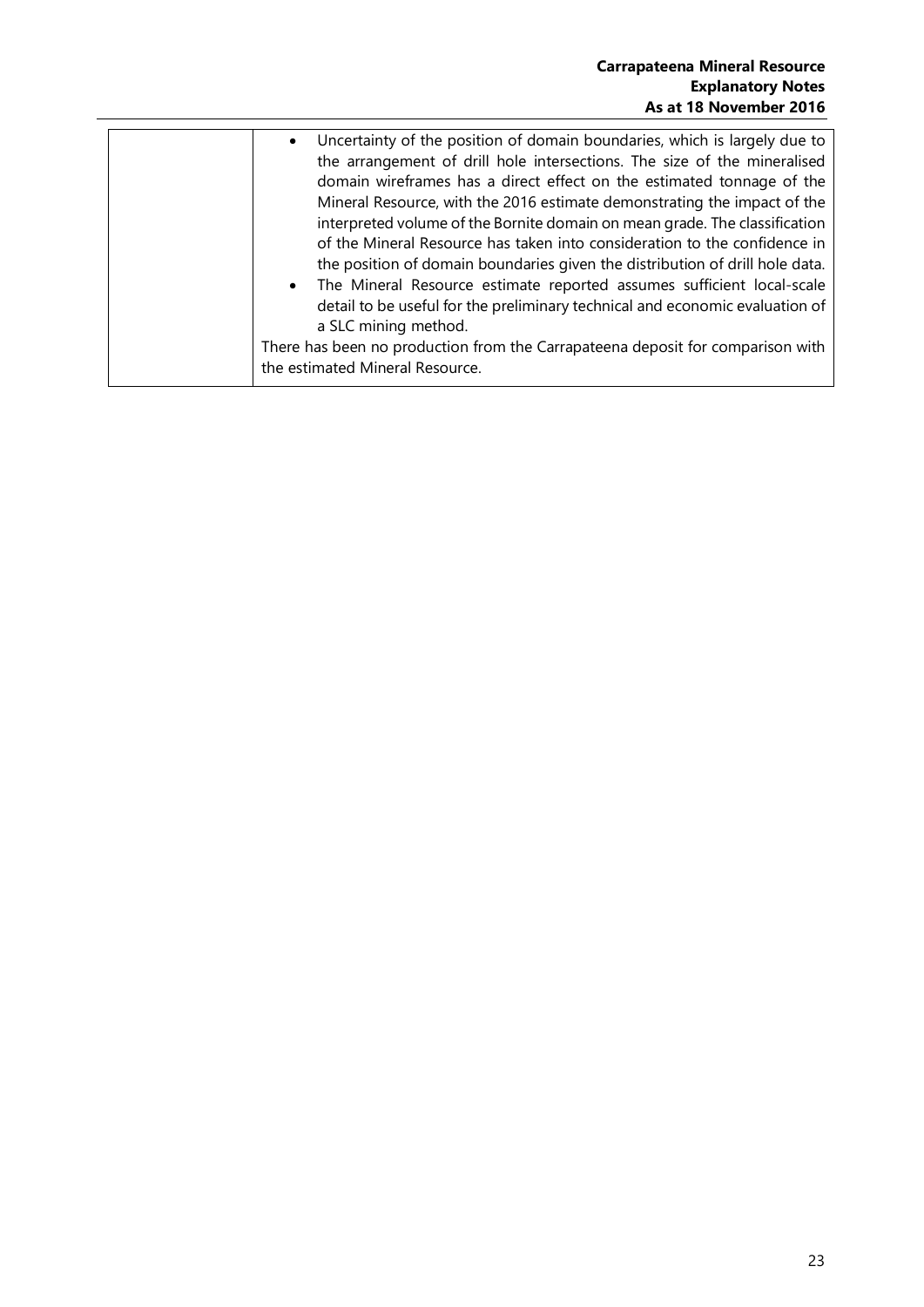| | |
|---|---|
| | • Uncertainty of the position of domain boundaries, which is largely due to the arrangement of drill hole intersections. The size of the mineralised domain wireframes has a direct effect on the estimated tonnage of the Mineral Resource, with the 2016 estimate demonstrating the impact of the interpreted volume of the Bornite domain on mean grade. The classification of the Mineral Resource has taken into consideration to the confidence in the position of domain boundaries given the distribution of drill hole data.<br>• The Mineral Resource estimate reported assumes sufficient local-scale detail to be useful for the preliminary technical and economic evaluation of a SLC mining method.<br>There has been no production from the Carrapateena deposit for comparison with the estimated Mineral Resource. |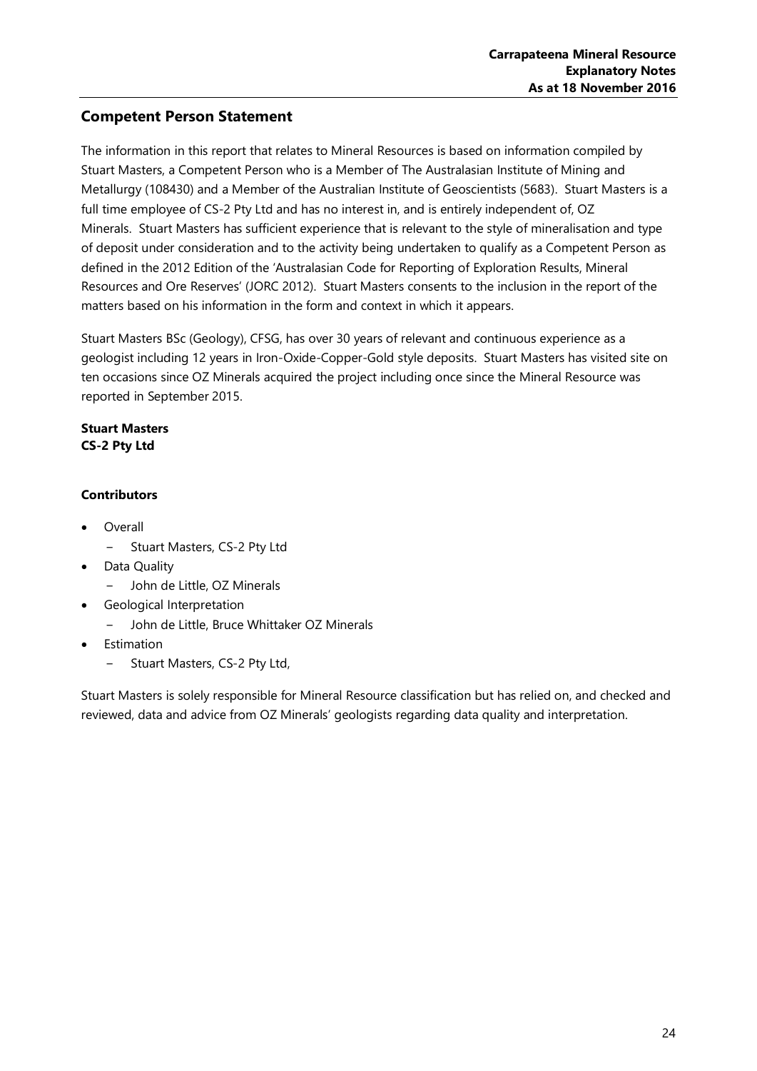## Competent Person Statement

The information in this report that relates to Mineral Resources is based on information compiled by Stuart Masters, a Competent Person who is a Member of The Australasian Institute of Mining and Metallurgy (108430) and a Member of the Australian Institute of Geoscientists (5683). Stuart Masters is a full time employee of CS-2 Pty Ltd and has no interest in, and is entirely independent of, OZ Minerals. Stuart Masters has sufficient experience that is relevant to the style of mineralisation and type of deposit under consideration and to the activity being undertaken to qualify as a Competent Person as defined in the 2012 Edition of the 'Australasian Code for Reporting of Exploration Results, Mineral Resources and Ore Reserves' (JORC 2012). Stuart Masters consents to the inclusion in the report of the matters based on his information in the form and context in which it appears.

Stuart Masters BSc (Geology), CFSG, has over 30 years of relevant and continuous experience as a geologist including 12 years in Iron-Oxide-Copper-Gold style deposits. Stuart Masters has visited site on ten occasions since OZ Minerals acquired the project including once since the Mineral Resource was reported in September 2015.

**Stuart Masters**
**CS-2 Pty Ltd**

**Contributors**

- Overall
  - Stuart Masters, CS-2 Pty Ltd
- Data Quality
  - John de Little, OZ Minerals
- Geological Interpretation
  - John de Little, Bruce Whittaker OZ Minerals
- Estimation
  - Stuart Masters, CS-2 Pty Ltd,

Stuart Masters is solely responsible for Mineral Resource classification but has relied on, and checked and reviewed, data and advice from OZ Minerals' geologists regarding data quality and interpretation.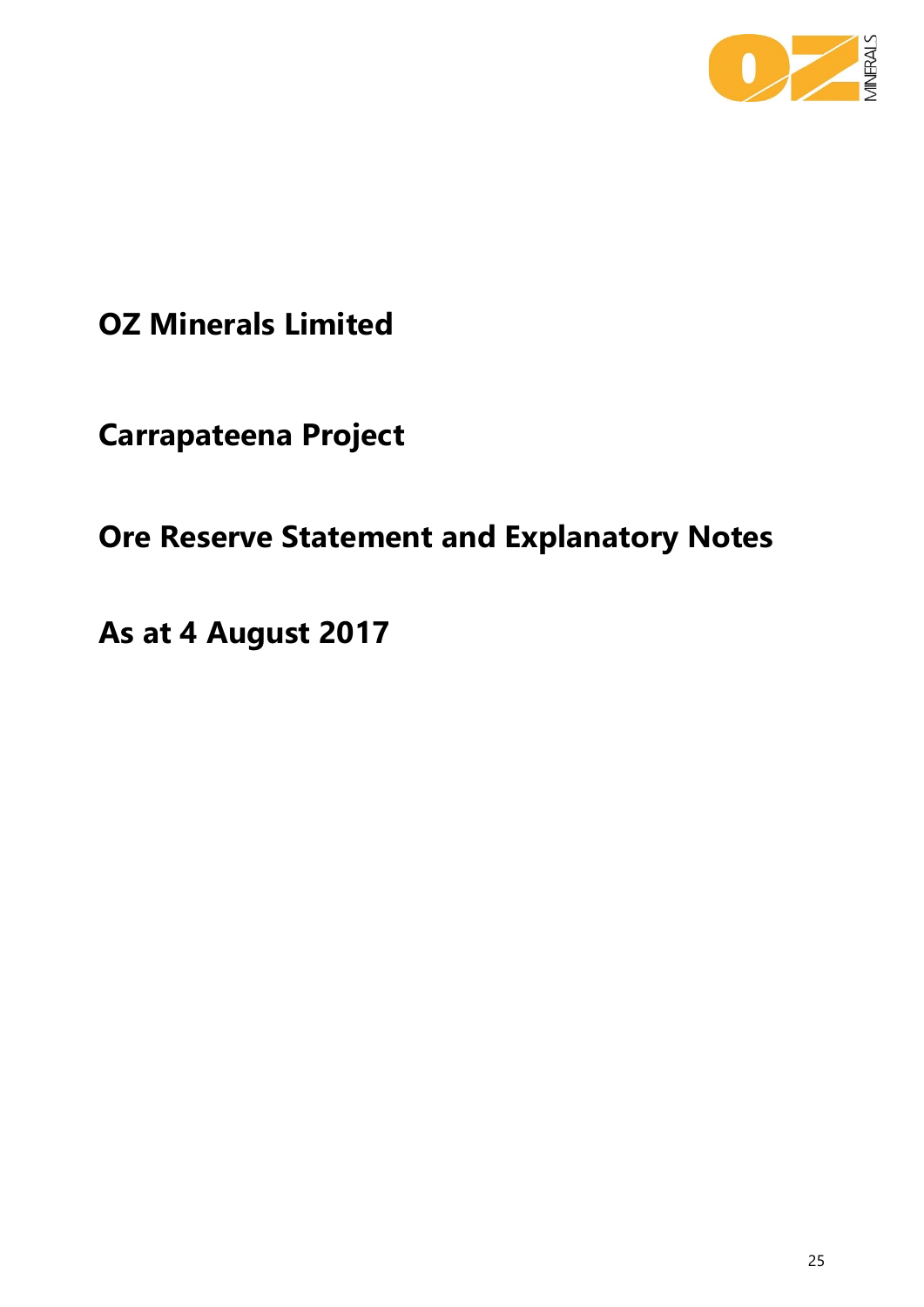# OZ Minerals Limited

# Carrapateena Project

# Ore Reserve Statement and Explanatory Notes

# As at 4 August 2017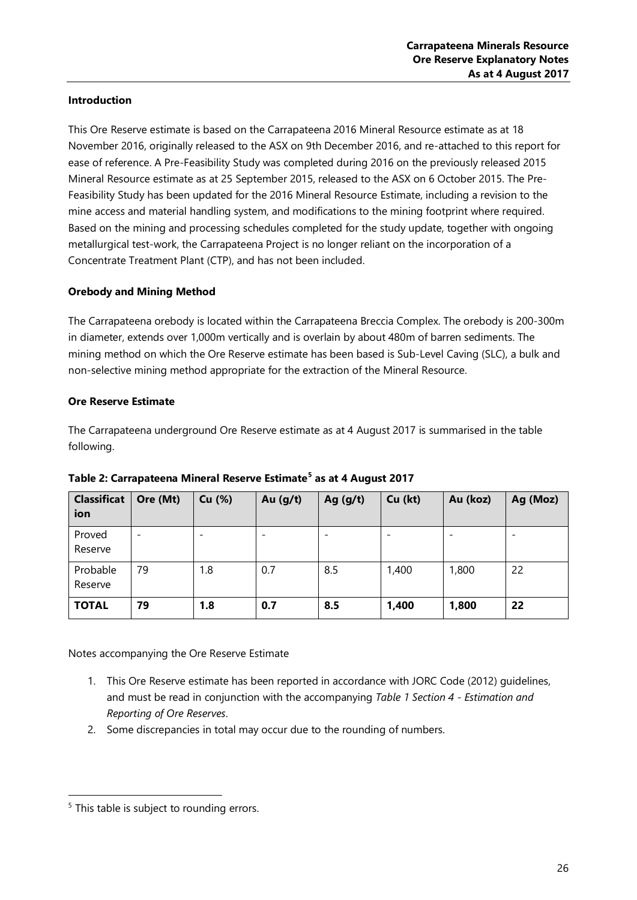**Introduction**

This Ore Reserve estimate is based on the Carrapateena 2016 Mineral Resource estimate as at 18 November 2016, originally released to the ASX on 9th December 2016, and re-attached to this report for ease of reference. A Pre-Feasibility Study was completed during 2016 on the previously released 2015 Mineral Resource estimate as at 25 September 2015, released to the ASX on 6 October 2015. The Pre-Feasibility Study has been updated for the 2016 Mineral Resource Estimate, including a revision to the mine access and material handling system, and modifications to the mining footprint where required. Based on the mining and processing schedules completed for the study update, together with ongoing metallurgical test-work, the Carrapateena Project is no longer reliant on the incorporation of a Concentrate Treatment Plant (CTP), and has not been included.

**Orebody and Mining Method**

The Carrapateena orebody is located within the Carrapateena Breccia Complex. The orebody is 200-300m in diameter, extends over 1,000m vertically and is overlain by about 480m of barren sediments. The mining method on which the Ore Reserve estimate has been based is Sub-Level Caving (SLC), a bulk and non-selective mining method appropriate for the extraction of the Mineral Resource.

**Ore Reserve Estimate**

The Carrapateena underground Ore Reserve estimate as at 4 August 2017 is summarised in the table following.

**Table 2: Carrapateena Mineral Reserve Estimate[5] as at 4 August 2017**

| Classification | Ore (Mt) | Cu (%) | Au (g/t) | Ag (g/t) | Cu (kt) | Au (koz) | Ag (Moz) |
|---|---|---|---|---|---|---|---|
| Proved Reserve | - | - | - | - | - | - | - |
| Probable Reserve | 79 | 1.8 | 0.7 | 8.5 | 1,400 | 1,800 | 22 |
| **TOTAL** | **79** | **1.8** | **0.7** | **8.5** | **1,400** | **1,800** | **22** |

Notes accompanying the Ore Reserve Estimate

1. This Ore Reserve estimate has been reported in accordance with JORC Code (2012) guidelines, and must be read in conjunction with the accompanying *Table 1 Section 4 - Estimation and Reporting of Ore Reserves*.
2. Some discrepancies in total may occur due to the rounding of numbers.

[5] This table is subject to rounding errors.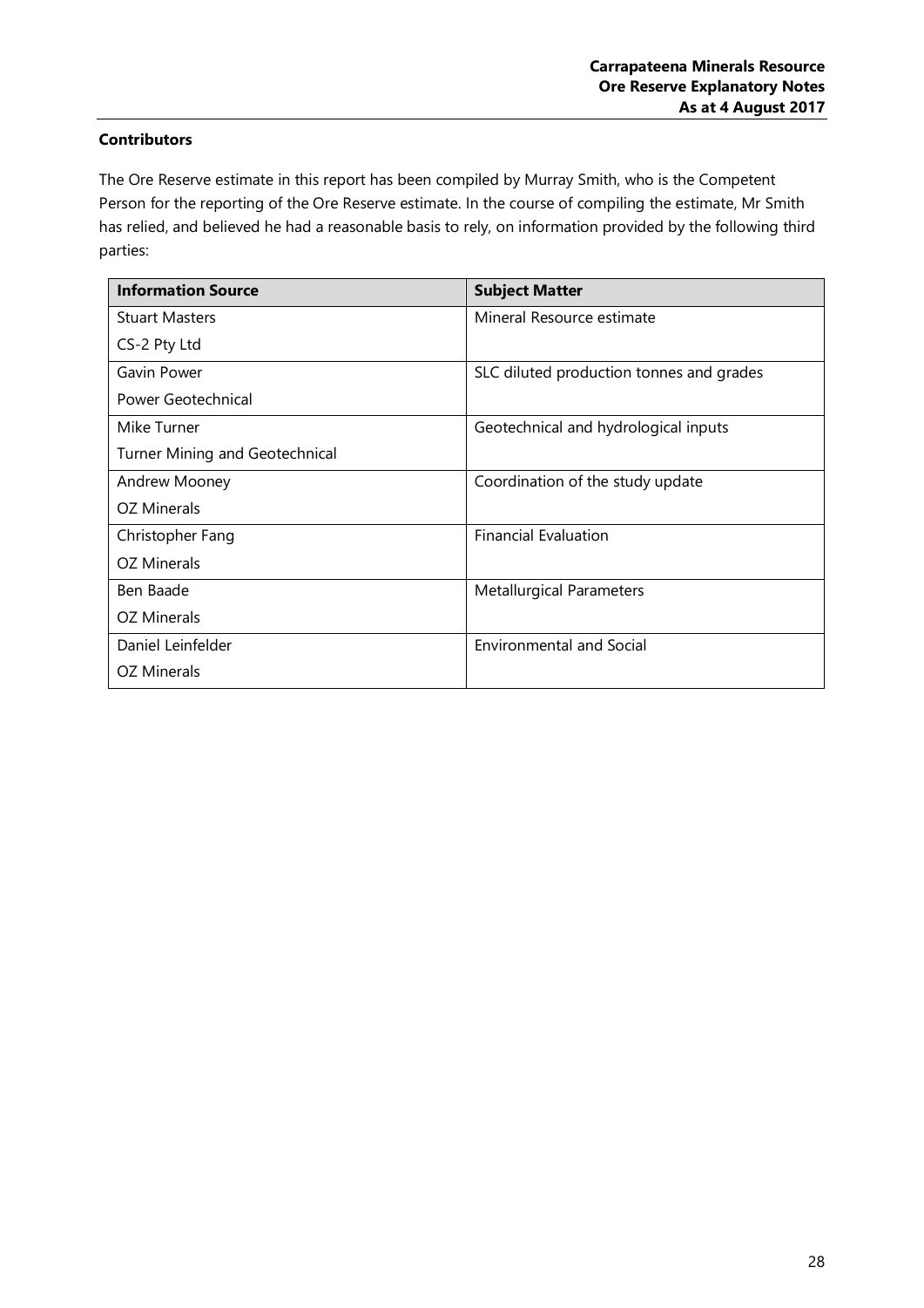**Contributors**

The Ore Reserve estimate in this report has been compiled by Murray Smith, who is the Competent Person for the reporting of the Ore Reserve estimate. In the course of compiling the estimate, Mr Smith has relied, and believed he had a reasonable basis to rely, on information provided by the following third parties:

| Information Source | Subject Matter |
| --- | --- |
| Stuart Masters<br>CS-2 Pty Ltd | Mineral Resource estimate |
| Gavin Power<br>Power Geotechnical | SLC diluted production tonnes and grades |
| Mike Turner<br>Turner Mining and Geotechnical | Geotechnical and hydrological inputs |
| Andrew Mooney<br>OZ Minerals | Coordination of the study update |
| Christopher Fang<br>OZ Minerals | Financial Evaluation |
| Ben Baade<br>OZ Minerals | Metallurgical Parameters |
| Daniel Leinfelder<br>OZ Minerals | Environmental and Social |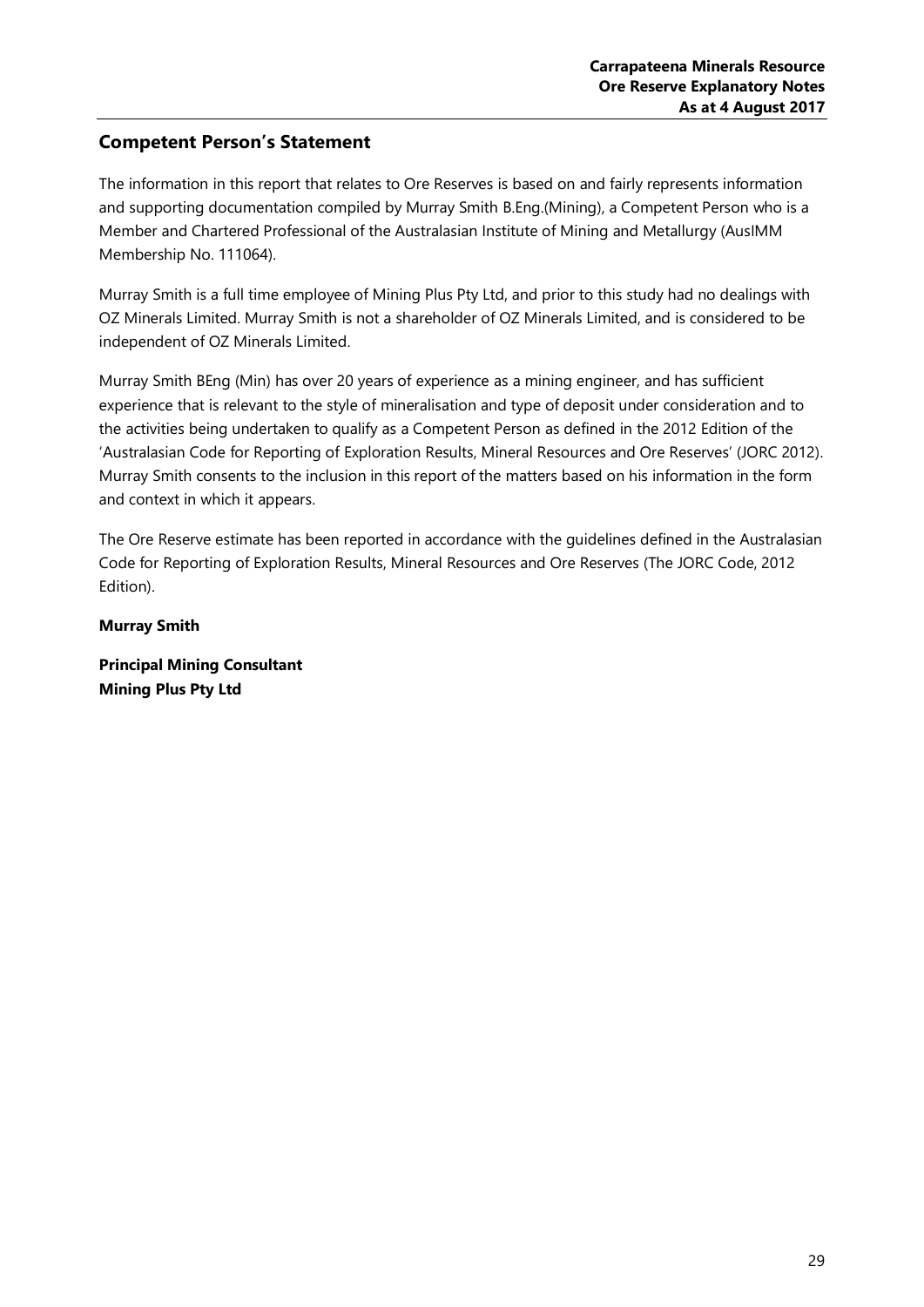## Competent Person's Statement

The information in this report that relates to Ore Reserves is based on and fairly represents information and supporting documentation compiled by Murray Smith B.Eng.(Mining), a Competent Person who is a Member and Chartered Professional of the Australasian Institute of Mining and Metallurgy (AusIMM Membership No. 111064).

Murray Smith is a full time employee of Mining Plus Pty Ltd, and prior to this study had no dealings with OZ Minerals Limited. Murray Smith is not a shareholder of OZ Minerals Limited, and is considered to be independent of OZ Minerals Limited.

Murray Smith BEng (Min) has over 20 years of experience as a mining engineer, and has sufficient experience that is relevant to the style of mineralisation and type of deposit under consideration and to the activities being undertaken to qualify as a Competent Person as defined in the 2012 Edition of the 'Australasian Code for Reporting of Exploration Results, Mineral Resources and Ore Reserves' (JORC 2012). Murray Smith consents to the inclusion in this report of the matters based on his information in the form and context in which it appears.

The Ore Reserve estimate has been reported in accordance with the guidelines defined in the Australasian Code for Reporting of Exploration Results, Mineral Resources and Ore Reserves (The JORC Code, 2012 Edition).

**Murray Smith**

**Principal Mining Consultant**
**Mining Plus Pty Ltd**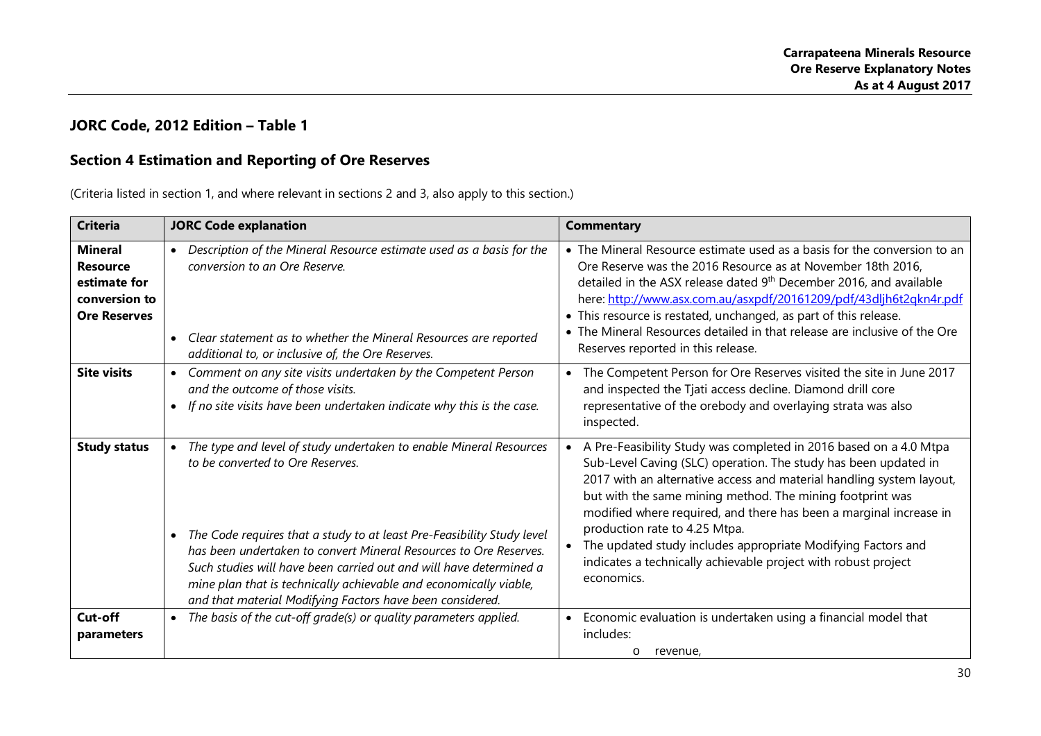## JORC Code, 2012 Edition – Table 1

## Section 4 Estimation and Reporting of Ore Reserves

(Criteria listed in section 1, and where relevant in sections 2 and 3, also apply to this section.)

| Criteria | JORC Code explanation | Commentary |
|---|---|---|
| **Mineral Resource estimate for conversion to Ore Reserves** | • *Description of the Mineral Resource estimate used as a basis for the conversion to an Ore Reserve.*<br>• *Clear statement as to whether the Mineral Resources are reported additional to, or inclusive of, the Ore Reserves.* | • The Mineral Resource estimate used as a basis for the conversion to an Ore Reserve was the 2016 Resource as at November 18th 2016, detailed in the ASX release dated 9th December 2016, and available here: http://www.asx.com.au/asxpdf/20161209/pdf/43dljh6t2qkn4r.pdf<br>• This resource is restated, unchanged, as part of this release.<br>• The Mineral Resources detailed in that release are inclusive of the Ore Reserves reported in this release. |
| **Site visits** | • *Comment on any site visits undertaken by the Competent Person and the outcome of those visits.*<br>• *If no site visits have been undertaken indicate why this is the case.* | • The Competent Person for Ore Reserves visited the site in June 2017 and inspected the Tjati access decline. Diamond drill core representative of the orebody and overlaying strata was also inspected. |
| **Study status** | • *The type and level of study undertaken to enable Mineral Resources to be converted to Ore Reserves.*<br>• *The Code requires that a study to at least Pre-Feasibility Study level has been undertaken to convert Mineral Resources to Ore Reserves. Such studies will have been carried out and will have determined a mine plan that is technically achievable and economically viable, and that material Modifying Factors have been considered.* | • A Pre-Feasibility Study was completed in 2016 based on a 4.0 Mtpa Sub-Level Caving (SLC) operation. The study has been updated in 2017 with an alternative access and material handling system layout, but with the same mining method. The mining footprint was modified where required, and there has been a marginal increase in production rate to 4.25 Mtpa.<br>• The updated study includes appropriate Modifying Factors and indicates a technically achievable project with robust project economics. |
| **Cut-off parameters** | • *The basis of the cut-off grade(s) or quality parameters applied.* | • Economic evaluation is undertaken using a financial model that includes:<br>&nbsp;&nbsp;&nbsp;&nbsp;o revenue, |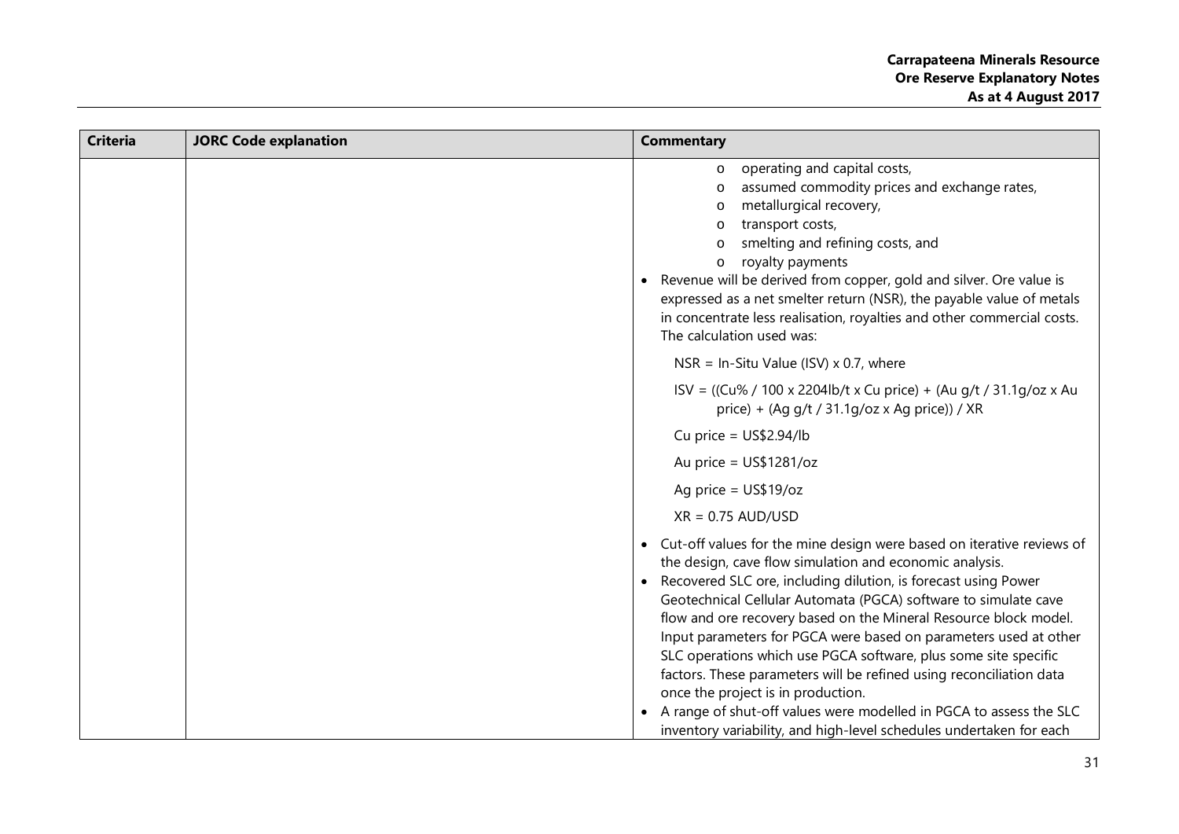| Criteria | JORC Code explanation | Commentary |
|---|---|---|
| | | o operating and capital costs,<br>o assumed commodity prices and exchange rates,<br>o metallurgical recovery,<br>o transport costs,<br>o smelting and refining costs, and<br>o royalty payments<br>• Revenue will be derived from copper, gold and silver. Ore value is expressed as a net smelter return (NSR), the payable value of metals in concentrate less realisation, royalties and other commercial costs. The calculation used was:<br>NSR = In-Situ Value (ISV) x 0.7, where<br>ISV = ((Cu% / 100 x 2204lb/t x Cu price) + (Au g/t / 31.1g/oz x Au price) + (Ag g/t / 31.1g/oz x Ag price)) / XR<br>Cu price = US$2.94/lb<br>Au price = US$1281/oz<br>Ag price = US$19/oz<br>XR = 0.75 AUD/USD<br>• Cut-off values for the mine design were based on iterative reviews of the design, cave flow simulation and economic analysis.<br>• Recovered SLC ore, including dilution, is forecast using Power Geotechnical Cellular Automata (PGCA) software to simulate cave flow and ore recovery based on the Mineral Resource block model. Input parameters for PGCA were based on parameters used at other SLC operations which use PGCA software, plus some site specific factors. These parameters will be refined using reconciliation data once the project is in production.<br>• A range of shut-off values were modelled in PGCA to assess the SLC inventory variability, and high-level schedules undertaken for each |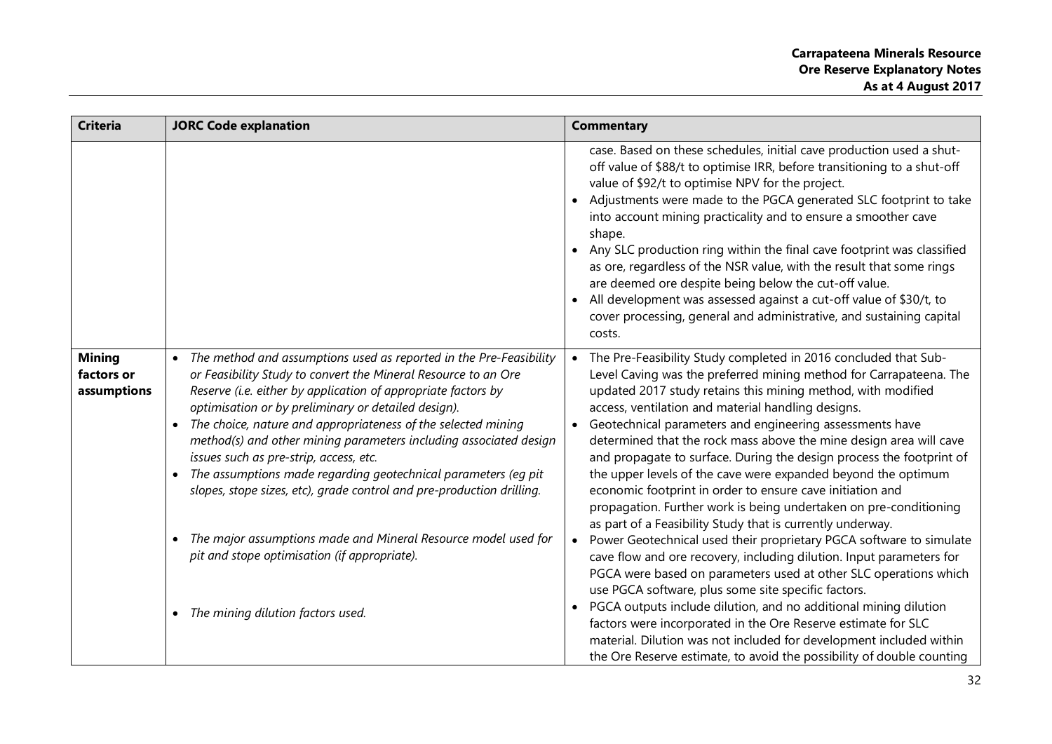| Criteria | JORC Code explanation | Commentary |
|---|---|---|
| | | case. Based on these schedules, initial cave production used a shut-off value of $88/t to optimise IRR, before transitioning to a shut-off value of $92/t to optimise NPV for the project.<br>• Adjustments were made to the PGCA generated SLC footprint to take into account mining practicality and to ensure a smoother cave shape.<br>• Any SLC production ring within the final cave footprint was classified as ore, regardless of the NSR value, with the result that some rings are deemed ore despite being below the cut-off value.<br>• All development was assessed against a cut-off value of $30/t, to cover processing, general and administrative, and sustaining capital costs. |
| **Mining factors or assumptions** | • *The method and assumptions used as reported in the Pre-Feasibility or Feasibility Study to convert the Mineral Resource to an Ore Reserve (i.e. either by application of appropriate factors by optimisation or by preliminary or detailed design).*<br>• *The choice, nature and appropriateness of the selected mining method(s) and other mining parameters including associated design issues such as pre-strip, access, etc.*<br>• *The assumptions made regarding geotechnical parameters (eg pit slopes, stope sizes, etc), grade control and pre-production drilling.*<br>• *The major assumptions made and Mineral Resource model used for pit and stope optimisation (if appropriate).*<br>• *The mining dilution factors used.* | • The Pre-Feasibility Study completed in 2016 concluded that Sub-Level Caving was the preferred mining method for Carrapateena. The updated 2017 study retains this mining method, with modified access, ventilation and material handling designs.<br>• Geotechnical parameters and engineering assessments have determined that the rock mass above the mine design area will cave and propagate to surface. During the design process the footprint of the upper levels of the cave were expanded beyond the optimum economic footprint in order to ensure cave initiation and propagation. Further work is being undertaken on pre-conditioning as part of a Feasibility Study that is currently underway.<br>• Power Geotechnical used their proprietary PGCA software to simulate cave flow and ore recovery, including dilution. Input parameters for PGCA were based on parameters used at other SLC operations which use PGCA software, plus some site specific factors.<br>• PGCA outputs include dilution, and no additional mining dilution factors were incorporated in the Ore Reserve estimate for SLC material. Dilution was not included for development included within the Ore Reserve estimate, to avoid the possibility of double counting |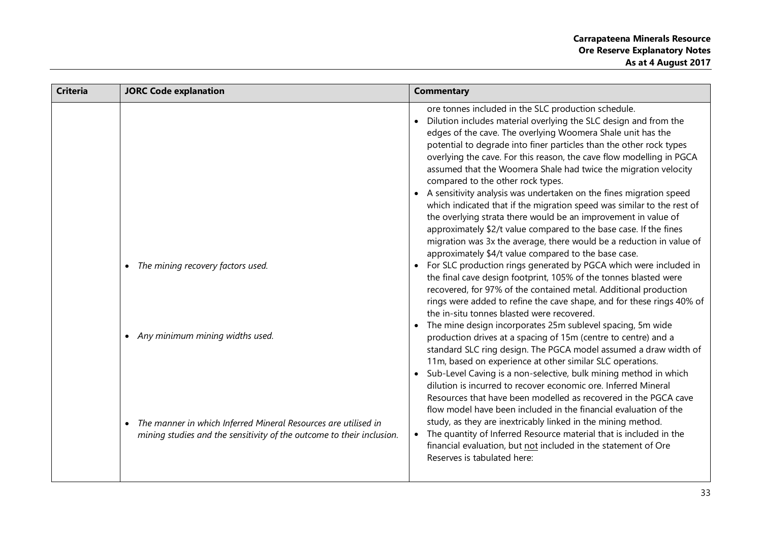| Criteria | JORC Code explanation | Commentary |
|---|---|---|
| | | ore tonnes included in the SLC production schedule.<br>• Dilution includes material overlying the SLC design and from the edges of the cave. The overlying Woomera Shale unit has the potential to degrade into finer particles than the other rock types overlying the cave. For this reason, the cave flow modelling in PGCA assumed that the Woomera Shale had twice the migration velocity compared to the other rock types.<br>• A sensitivity analysis was undertaken on the fines migration speed which indicated that if the migration speed was similar to the rest of the overlying strata there would be an improvement in value of approximately $2/t value compared to the base case. If the fines migration was 3x the average, there would be a reduction in value of approximately $4/t value compared to the base case. |
| | • *The mining recovery factors used.* | • For SLC production rings generated by PGCA which were included in the final cave design footprint, 105% of the tonnes blasted were recovered, for 97% of the contained metal. Additional production rings were added to refine the cave shape, and for these rings 40% of the in-situ tonnes blasted were recovered. |
| | • *Any minimum mining widths used.* | • The mine design incorporates 25m sublevel spacing, 5m wide production drives at a spacing of 15m (centre to centre) and a standard SLC ring design. The PGCA model assumed a draw width of 11m, based on experience at other similar SLC operations. |
| | • *The manner in which Inferred Mineral Resources are utilised in mining studies and the sensitivity of the outcome to their inclusion.* | • Sub-Level Caving is a non-selective, bulk mining method in which dilution is incurred to recover economic ore. Inferred Mineral Resources that have been modelled as recovered in the PGCA cave flow model have been included in the financial evaluation of the study, as they are inextricably linked in the mining method.<br>• The quantity of Inferred Resource material that is included in the financial evaluation, but <u>not</u> included in the statement of Ore Reserves is tabulated here: |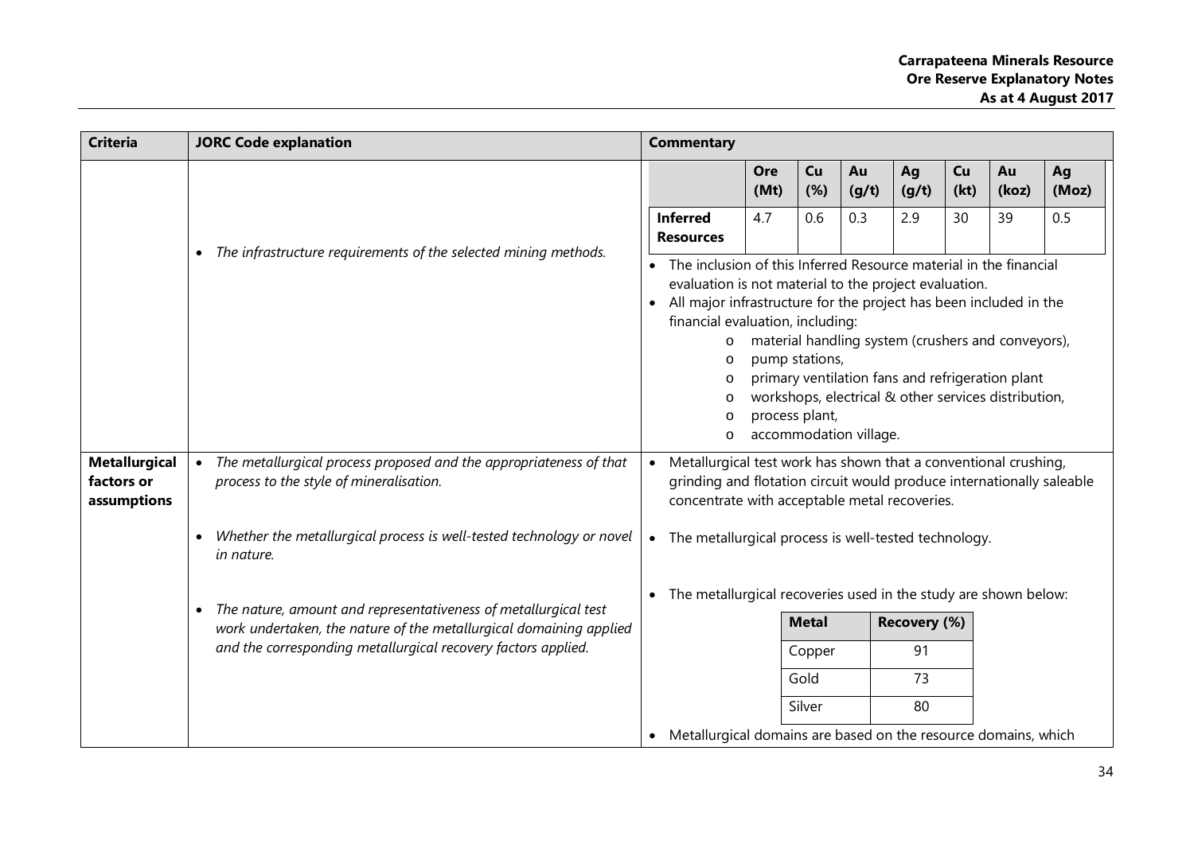| Criteria | JORC Code explanation | Commentary |
|---|---|---|
| | • *The infrastructure requirements of the selected mining methods.* | <table><tr><td></td><td>**Ore (Mt)**</td><td>**Cu (%)**</td><td>**Au (g/t)**</td><td>**Ag (g/t)**</td><td>**Cu (kt)**</td><td>**Au (koz)**</td><td>**Ag (Moz)**</td></tr><tr><td>**Inferred Resources**</td><td>4.7</td><td>0.6</td><td>0.3</td><td>2.9</td><td>30</td><td>39</td><td>0.5</td></tr></table> • The inclusion of this Inferred Resource material in the financial evaluation is not material to the project evaluation. • All major infrastructure for the project has been included in the financial evaluation, including: o material handling system (crushers and conveyors), o pump stations, o primary ventilation fans and refrigeration plant o workshops, electrical & other services distribution, o process plant, o accommodation village. |
| **Metallurgical factors or assumptions** | • *The metallurgical process proposed and the appropriateness of that process to the style of mineralisation.* | • Metallurgical test work has shown that a conventional crushing, grinding and flotation circuit would produce internationally saleable concentrate with acceptable metal recoveries. |
| | • *Whether the metallurgical process is well-tested technology or novel in nature.* | • The metallurgical process is well-tested technology. |
| | • *The nature, amount and representativeness of metallurgical test work undertaken, the nature of the metallurgical domaining applied and the corresponding metallurgical recovery factors applied.* | • The metallurgical recoveries used in the study are shown below: <table><tr><td>**Metal**</td><td>**Recovery (%)**</td></tr><tr><td>Copper</td><td>91</td></tr><tr><td>Gold</td><td>73</td></tr><tr><td>Silver</td><td>80</td></tr></table> • Metallurgical domains are based on the resource domains, which |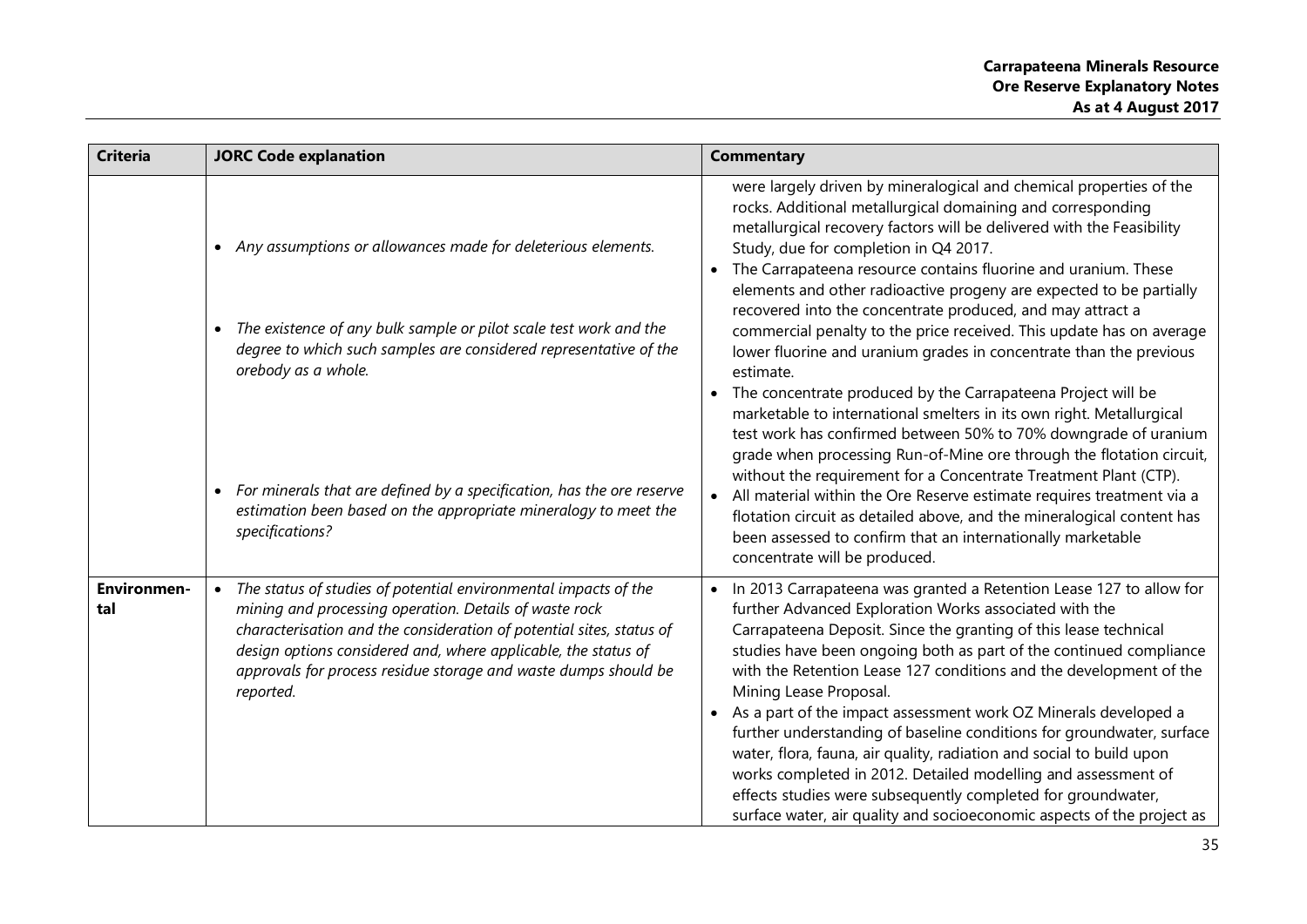| Criteria | JORC Code explanation | Commentary |
| --- | --- | --- |
| | • *Any assumptions or allowances made for deleterious elements.*<br><br>• *The existence of any bulk sample or pilot scale test work and the degree to which such samples are considered representative of the orebody as a whole.*<br><br>• *For minerals that are defined by a specification, has the ore reserve estimation been based on the appropriate mineralogy to meet the specifications?* | were largely driven by mineralogical and chemical properties of the rocks. Additional metallurgical domaining and corresponding metallurgical recovery factors will be delivered with the Feasibility Study, due for completion in Q4 2017.<br>• The Carrapateena resource contains fluorine and uranium. These elements and other radioactive progeny are expected to be partially recovered into the concentrate produced, and may attract a commercial penalty to the price received. This update has on average lower fluorine and uranium grades in concentrate than the previous estimate.<br>• The concentrate produced by the Carrapateena Project will be marketable to international smelters in its own right. Metallurgical test work has confirmed between 50% to 70% downgrade of uranium grade when processing Run-of-Mine ore through the flotation circuit, without the requirement for a Concentrate Treatment Plant (CTP).<br>• All material within the Ore Reserve estimate requires treatment via a flotation circuit as detailed above, and the mineralogical content has been assessed to confirm that an internationally marketable concentrate will be produced. |
| **Environmental** | • *The status of studies of potential environmental impacts of the mining and processing operation. Details of waste rock characterisation and the consideration of potential sites, status of design options considered and, where applicable, the status of approvals for process residue storage and waste dumps should be reported.* | • In 2013 Carrapateena was granted a Retention Lease 127 to allow for further Advanced Exploration Works associated with the Carrapateena Deposit. Since the granting of this lease technical studies have been ongoing both as part of the continued compliance with the Retention Lease 127 conditions and the development of the Mining Lease Proposal.<br>• As a part of the impact assessment work OZ Minerals developed a further understanding of baseline conditions for groundwater, surface water, flora, fauna, air quality, radiation and social to build upon works completed in 2012. Detailed modelling and assessment of effects studies were subsequently completed for groundwater, surface water, air quality and socioeconomic aspects of the project as |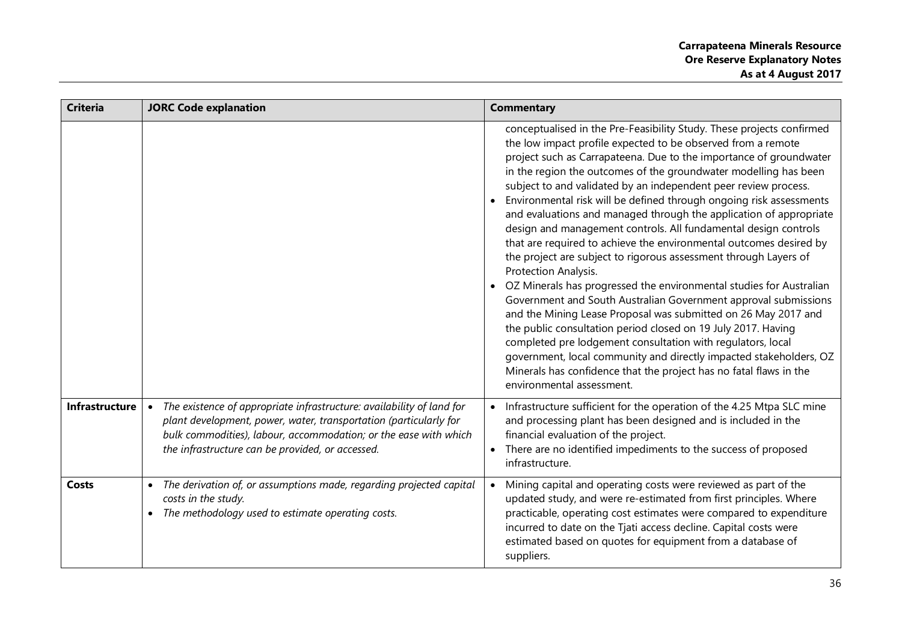| Criteria | JORC Code explanation | Commentary |
|---|---|---|
| | | conceptualised in the Pre-Feasibility Study. These projects confirmed the low impact profile expected to be observed from a remote project such as Carrapateena. Due to the importance of groundwater in the region the outcomes of the groundwater modelling has been subject to and validated by an independent peer review process.<br>• Environmental risk will be defined through ongoing risk assessments and evaluations and managed through the application of appropriate design and management controls. All fundamental design controls that are required to achieve the environmental outcomes desired by the project are subject to rigorous assessment through Layers of Protection Analysis.<br>• OZ Minerals has progressed the environmental studies for Australian Government and South Australian Government approval submissions and the Mining Lease Proposal was submitted on 26 May 2017 and the public consultation period closed on 19 July 2017. Having completed pre lodgement consultation with regulators, local government, local community and directly impacted stakeholders, OZ Minerals has confidence that the project has no fatal flaws in the environmental assessment. |
| **Infrastructure** | • *The existence of appropriate infrastructure: availability of land for plant development, power, water, transportation (particularly for bulk commodities), labour, accommodation; or the ease with which the infrastructure can be provided, or accessed.* | • Infrastructure sufficient for the operation of the 4.25 Mtpa SLC mine and processing plant has been designed and is included in the financial evaluation of the project.<br>• There are no identified impediments to the success of proposed infrastructure. |
| **Costs** | • *The derivation of, or assumptions made, regarding projected capital costs in the study.*<br>• *The methodology used to estimate operating costs.* | • Mining capital and operating costs were reviewed as part of the updated study, and were re-estimated from first principles. Where practicable, operating cost estimates were compared to expenditure incurred to date on the Tjati access decline. Capital costs were estimated based on quotes for equipment from a database of suppliers. |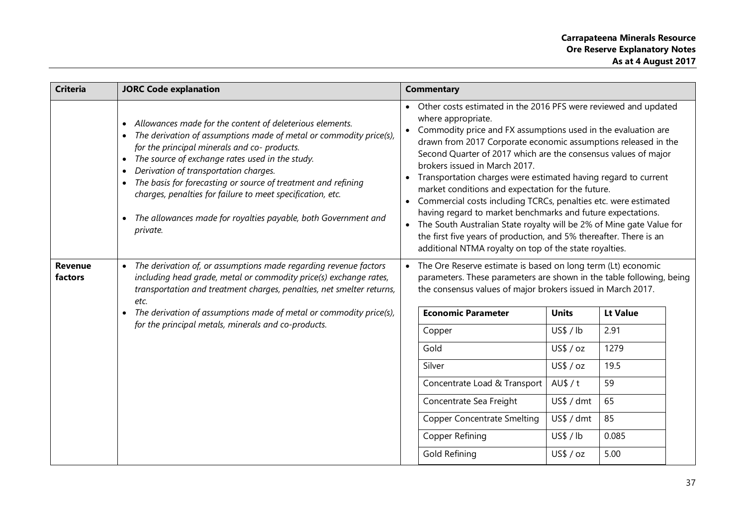| Criteria | JORC Code explanation | Commentary |
|---|---|---|
| | • *Allowances made for the content of deleterious elements.*<br>• *The derivation of assumptions made of metal or commodity price(s), for the principal minerals and co- products.*<br>• *The source of exchange rates used in the study.*<br>• *Derivation of transportation charges.*<br>• *The basis for forecasting or source of treatment and refining charges, penalties for failure to meet specification, etc.*<br>• *The allowances made for royalties payable, both Government and private.* | • Other costs estimated in the 2016 PFS were reviewed and updated where appropriate.<br>• Commodity price and FX assumptions used in the evaluation are drawn from 2017 Corporate economic assumptions released in the Second Quarter of 2017 which are the consensus values of major brokers issued in March 2017.<br>• Transportation charges were estimated having regard to current market conditions and expectation for the future.<br>• Commercial costs including TCRCs, penalties etc. were estimated having regard to market benchmarks and future expectations.<br>• The South Australian State royalty will be 2% of Mine gate Value for the first five years of production, and 5% thereafter. There is an additional NTMA royalty on top of the state royalties. |
| **Revenue factors** | • *The derivation of, or assumptions made regarding revenue factors including head grade, metal or commodity price(s) exchange rates, transportation and treatment charges, penalties, net smelter returns, etc.*<br>• *The derivation of assumptions made of metal or commodity price(s), for the principal metals, minerals and co-products.* | • The Ore Reserve estimate is based on long term (Lt) economic parameters. These parameters are shown in the table following, being the consensus values of major brokers issued in March 2017. |

| Economic Parameter | Units | Lt Value |
|---|---|---|
| Copper | US$ / lb | 2.91 |
| Gold | US$ / oz | 1279 |
| Silver | US$ / oz | 19.5 |
| Concentrate Load & Transport | AU$ / t | 59 |
| Concentrate Sea Freight | US$ / dmt | 65 |
| Copper Concentrate Smelting | US$ / dmt | 85 |
| Copper Refining | US$ / lb | 0.085 |
| Gold Refining | US$ / oz | 5.00 |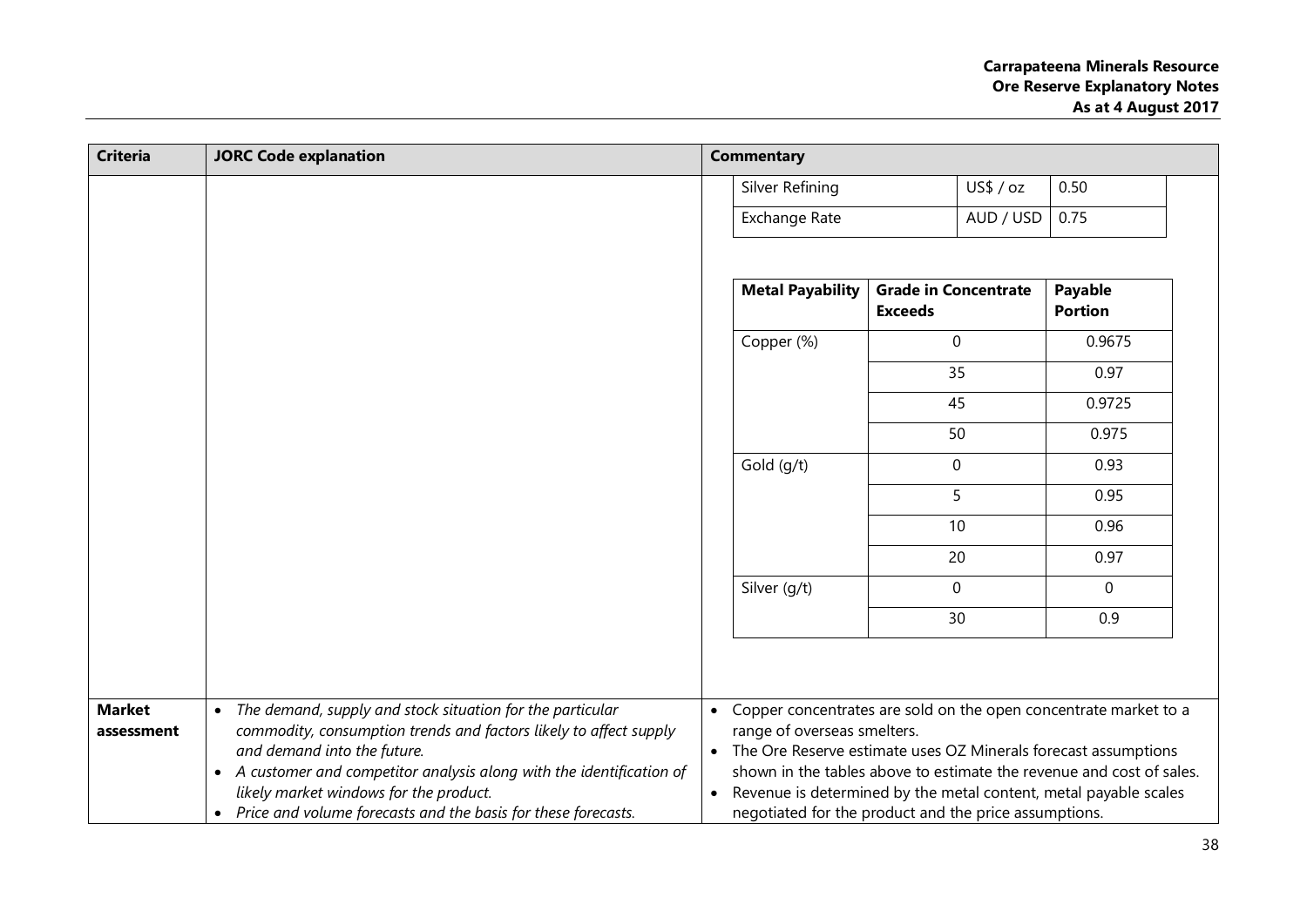| Criteria | JORC Code explanation | Commentary |
|---|---|---|
| | | |

| | | |
|---|---|---|
| Silver Refining | US$ / oz | 0.50 |
| Exchange Rate | AUD / USD | 0.75 |

| Metal Payability | Grade in Concentrate Exceeds | Payable Portion |
|---|---|---|
| Copper (%) | 0 | 0.9675 |
| | 35 | 0.97 |
| | 45 | 0.9725 |
| | 50 | 0.975 |
| Gold (g/t) | 0 | 0.93 |
| | 5 | 0.95 |
| | 10 | 0.96 |
| | 20 | 0.97 |
| Silver (g/t) | 0 | 0 |
| | 30 | 0.9 |

| Criteria | JORC Code explanation | Commentary |
|---|---|---|
| **Market assessment** | • *The demand, supply and stock situation for the particular commodity, consumption trends and factors likely to affect supply and demand into the future.*<br>• *A customer and competitor analysis along with the identification of likely market windows for the product.*<br>• *Price and volume forecasts and the basis for these forecasts.* | • Copper concentrates are sold on the open concentrate market to a range of overseas smelters.<br>• The Ore Reserve estimate uses OZ Minerals forecast assumptions shown in the tables above to estimate the revenue and cost of sales.<br>• Revenue is determined by the metal content, metal payable scales negotiated for the product and the price assumptions. |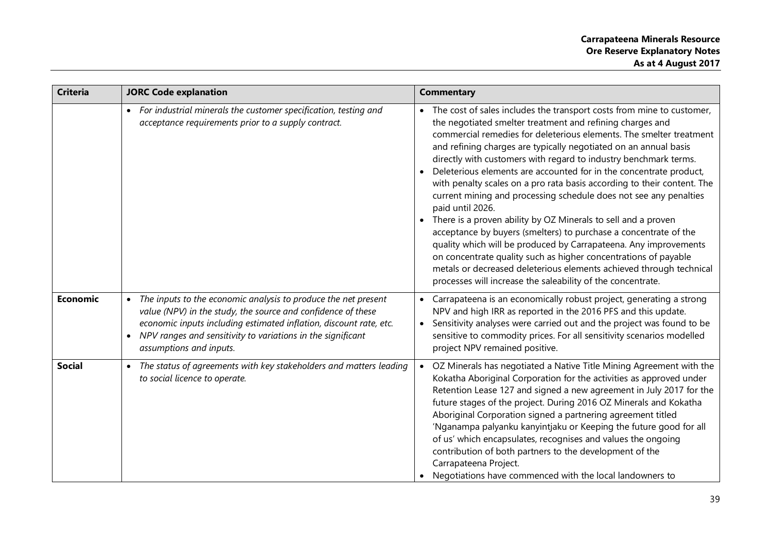| Criteria | JORC Code explanation | Commentary |
|---|---|---|
| | • *For industrial minerals the customer specification, testing and acceptance requirements prior to a supply contract.* | • The cost of sales includes the transport costs from mine to customer, the negotiated smelter treatment and refining charges and commercial remedies for deleterious elements. The smelter treatment and refining charges are typically negotiated on an annual basis directly with customers with regard to industry benchmark terms.<br>• Deleterious elements are accounted for in the concentrate product, with penalty scales on a pro rata basis according to their content. The current mining and processing schedule does not see any penalties paid until 2026.<br>• There is a proven ability by OZ Minerals to sell and a proven acceptance by buyers (smelters) to purchase a concentrate of the quality which will be produced by Carrapateena. Any improvements on concentrate quality such as higher concentrations of payable metals or decreased deleterious elements achieved through technical processes will increase the saleability of the concentrate. |
| **Economic** | • *The inputs to the economic analysis to produce the net present value (NPV) in the study, the source and confidence of these economic inputs including estimated inflation, discount rate, etc.*<br>• *NPV ranges and sensitivity to variations in the significant assumptions and inputs.* | • Carrapateena is an economically robust project, generating a strong NPV and high IRR as reported in the 2016 PFS and this update.<br>• Sensitivity analyses were carried out and the project was found to be sensitive to commodity prices. For all sensitivity scenarios modelled project NPV remained positive. |
| **Social** | • *The status of agreements with key stakeholders and matters leading to social licence to operate.* | • OZ Minerals has negotiated a Native Title Mining Agreement with the Kokatha Aboriginal Corporation for the activities as approved under Retention Lease 127 and signed a new agreement in July 2017 for the future stages of the project. During 2016 OZ Minerals and Kokatha Aboriginal Corporation signed a partnering agreement titled 'Nganampa palyanku kanyintjaku or Keeping the future good for all of us' which encapsulates, recognises and values the ongoing contribution of both partners to the development of the Carrapateena Project.<br>• Negotiations have commenced with the local landowners to |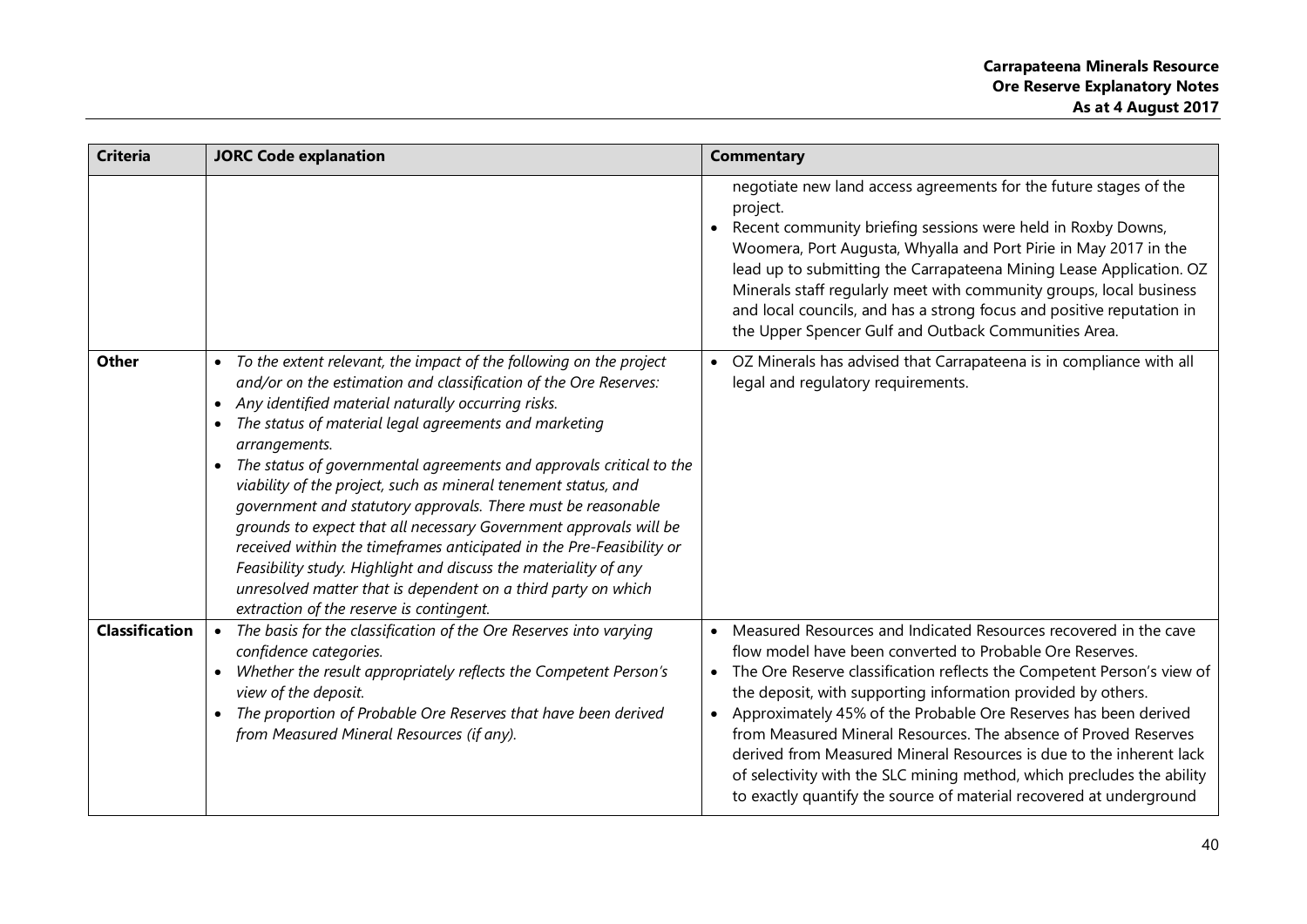| Criteria | JORC Code explanation | Commentary |
|---|---|---|
| | | negotiate new land access agreements for the future stages of the project.<br>• Recent community briefing sessions were held in Roxby Downs, Woomera, Port Augusta, Whyalla and Port Pirie in May 2017 in the lead up to submitting the Carrapateena Mining Lease Application. OZ Minerals staff regularly meet with community groups, local business and local councils, and has a strong focus and positive reputation in the Upper Spencer Gulf and Outback Communities Area. |
| **Other** | • *To the extent relevant, the impact of the following on the project and/or on the estimation and classification of the Ore Reserves:*<br>• *Any identified material naturally occurring risks.*<br>• *The status of material legal agreements and marketing arrangements.*<br>• *The status of governmental agreements and approvals critical to the viability of the project, such as mineral tenement status, and government and statutory approvals. There must be reasonable grounds to expect that all necessary Government approvals will be received within the timeframes anticipated in the Pre-Feasibility or Feasibility study. Highlight and discuss the materiality of any unresolved matter that is dependent on a third party on which extraction of the reserve is contingent.* | • OZ Minerals has advised that Carrapateena is in compliance with all legal and regulatory requirements. |
| **Classification** | • *The basis for the classification of the Ore Reserves into varying confidence categories.*<br>• *Whether the result appropriately reflects the Competent Person's view of the deposit.*<br>• *The proportion of Probable Ore Reserves that have been derived from Measured Mineral Resources (if any).* | • Measured Resources and Indicated Resources recovered in the cave flow model have been converted to Probable Ore Reserves.<br>• The Ore Reserve classification reflects the Competent Person's view of the deposit, with supporting information provided by others.<br>• Approximately 45% of the Probable Ore Reserves has been derived from Measured Mineral Resources. The absence of Proved Reserves derived from Measured Mineral Resources is due to the inherent lack of selectivity with the SLC mining method, which precludes the ability to exactly quantify the source of material recovered at underground |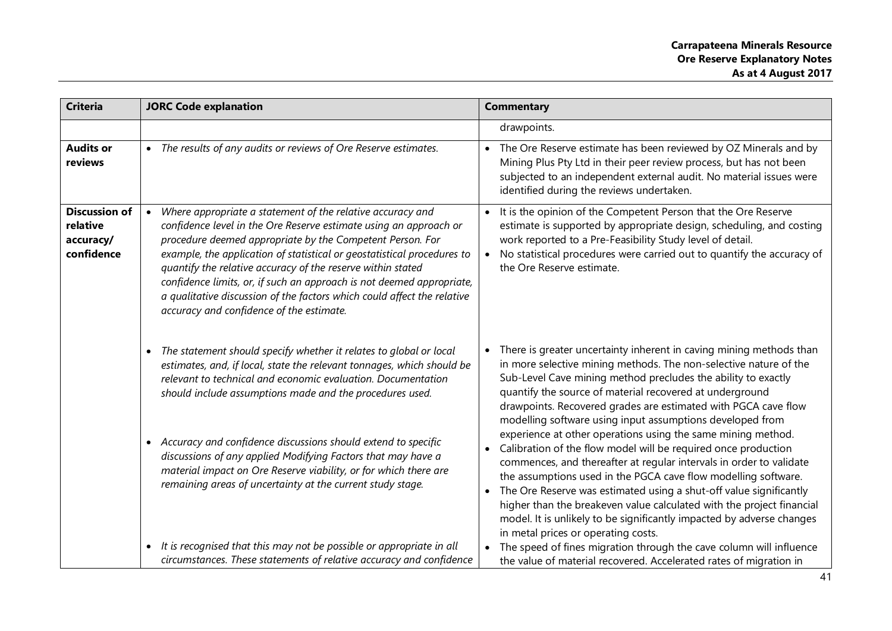| Criteria | JORC Code explanation | Commentary |
|---|---|---|
| | | drawpoints. |
| **Audits or reviews** | • *The results of any audits or reviews of Ore Reserve estimates.* | • The Ore Reserve estimate has been reviewed by OZ Minerals and by Mining Plus Pty Ltd in their peer review process, but has not been subjected to an independent external audit. No material issues were identified during the reviews undertaken. |
| **Discussion of relative accuracy/ confidence** | • *Where appropriate a statement of the relative accuracy and confidence level in the Ore Reserve estimate using an approach or procedure deemed appropriate by the Competent Person. For example, the application of statistical or geostatistical procedures to quantify the relative accuracy of the reserve within stated confidence limits, or, if such an approach is not deemed appropriate, a qualitative discussion of the factors which could affect the relative accuracy and confidence of the estimate.*<br>• *The statement should specify whether it relates to global or local estimates, and, if local, state the relevant tonnages, which should be relevant to technical and economic evaluation. Documentation should include assumptions made and the procedures used.*<br>• *Accuracy and confidence discussions should extend to specific discussions of any applied Modifying Factors that may have a material impact on Ore Reserve viability, or for which there are remaining areas of uncertainty at the current study stage.*<br>• *It is recognised that this may not be possible or appropriate in all circumstances. These statements of relative accuracy and confidence* | • It is the opinion of the Competent Person that the Ore Reserve estimate is supported by appropriate design, scheduling, and costing work reported to a Pre-Feasibility Study level of detail.<br>• No statistical procedures were carried out to quantify the accuracy of the Ore Reserve estimate.<br>• There is greater uncertainty inherent in caving mining methods than in more selective mining methods. The non-selective nature of the Sub-Level Cave mining method precludes the ability to exactly quantify the source of material recovered at underground drawpoints. Recovered grades are estimated with PGCA cave flow modelling software using input assumptions developed from experience at other operations using the same mining method.<br>• Calibration of the flow model will be required once production commences, and thereafter at regular intervals in order to validate the assumptions used in the PGCA cave flow modelling software.<br>• The Ore Reserve was estimated using a shut-off value significantly higher than the breakeven value calculated with the project financial model. It is unlikely to be significantly impacted by adverse changes in metal prices or operating costs.<br>• The speed of fines migration through the cave column will influence the value of material recovered. Accelerated rates of migration in |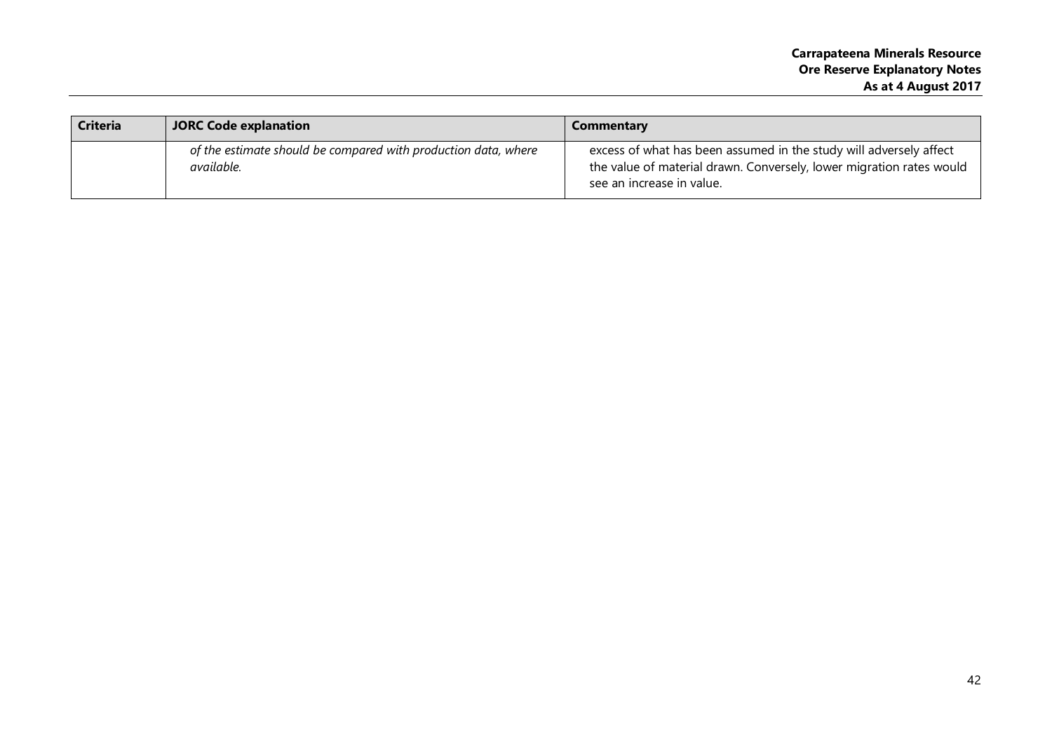| Criteria | JORC Code explanation | Commentary |
| --- | --- | --- |
| | *of the estimate should be compared with production data, where available.* | excess of what has been assumed in the study will adversely affect the value of material drawn. Conversely, lower migration rates would see an increase in value. |